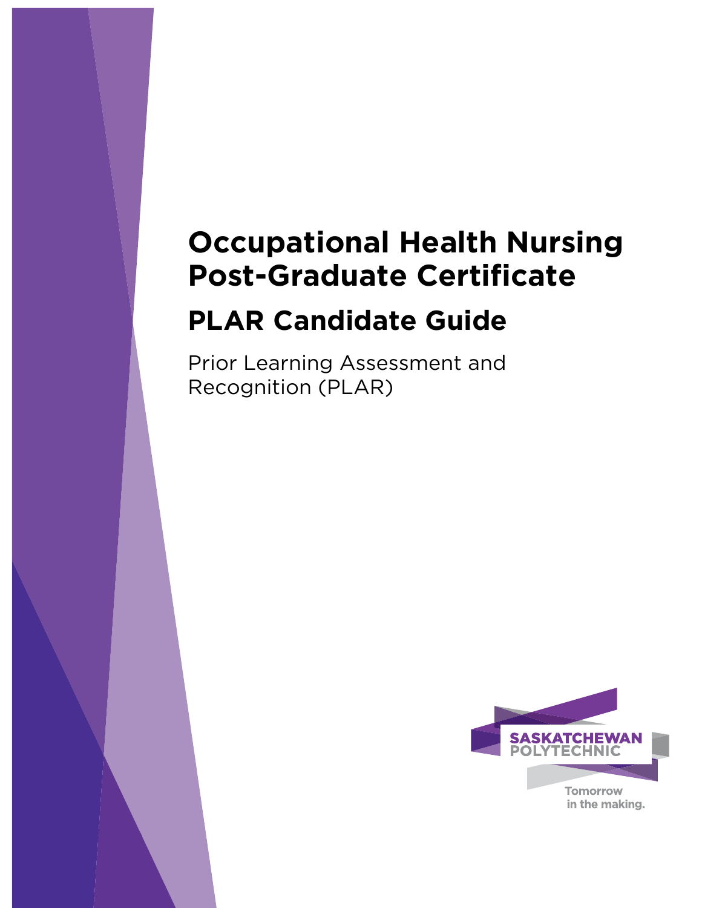# Occupational Health Nursing Post-Graduate Certificate

## PLAR Candidate Guide

Prior Learning Assessment and Recognition (PLAR)

SASKATCHEWAN POLYTECHNIC

Tomorrow in the making.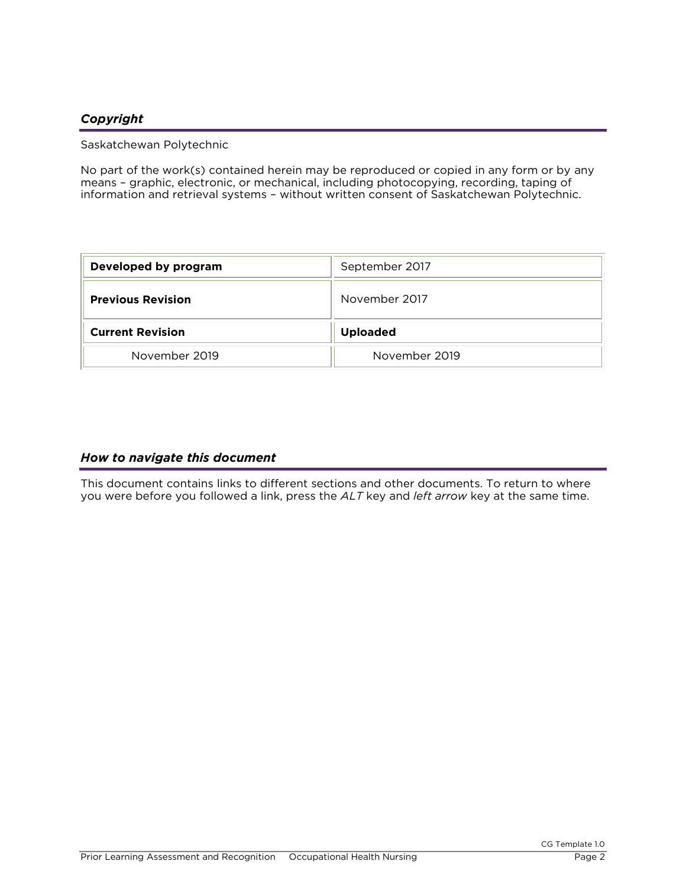## *Copyright*

Saskatchewan Polytechnic

No part of the work(s) contained herein may be reproduced or copied in any form or by any means – graphic, electronic, or mechanical, including photocopying, recording, taping of information and retrieval systems – without written consent of Saskatchewan Polytechnic.

| **Developed by program** | September 2017 |
|---|---|
| **Previous Revision** | November 2017 |
| **Current Revision** | **Uploaded** |
| November 2019 | November 2019 |

## *How to navigate this document*

This document contains links to different sections and other documents. To return to where you were before you followed a link, press the *ALT* key and *left arrow* key at the same time.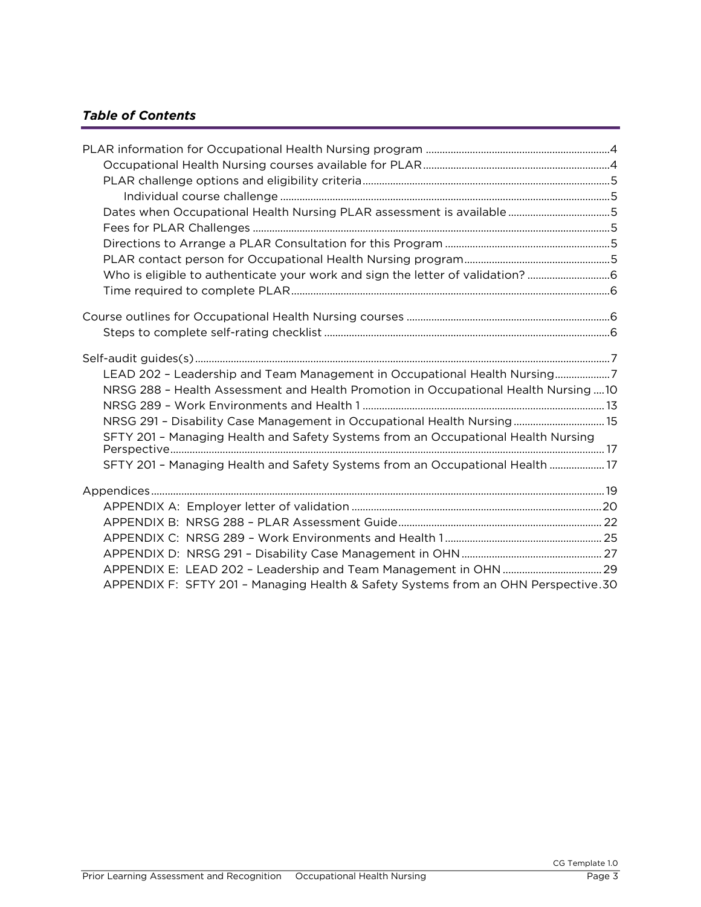## *Table of Contents*

PLAR information for Occupational Health Nursing program ....4

- Occupational Health Nursing courses available for PLAR ....4
- PLAR challenge options and eligibility criteria ....5
  - Individual course challenge ....5
- Dates when Occupational Health Nursing PLAR assessment is available ....5
- Fees for PLAR Challenges ....5
- Directions to Arrange a PLAR Consultation for this Program ....5
- PLAR contact person for Occupational Health Nursing program ....5
- Who is eligible to authenticate your work and sign the letter of validation? ....6
- Time required to complete PLAR ....6

Course outlines for Occupational Health Nursing courses ....6

- Steps to complete self-rating checklist ....6

Self-audit guides(s) ....7

- LEAD 202 – Leadership and Team Management in Occupational Health Nursing ....7
- NRSG 288 – Health Assessment and Health Promotion in Occupational Health Nursing ....10
- NRSG 289 – Work Environments and Health 1 ....13
- NRSG 291 – Disability Case Management in Occupational Health Nursing ....15
- SFTY 201 – Managing Health and Safety Systems from an Occupational Health Nursing Perspective ....17
- SFTY 201 – Managing Health and Safety Systems from an Occupational Health ....17

Appendices ....19

- APPENDIX A: Employer letter of validation ....20
- APPENDIX B: NRSG 288 – PLAR Assessment Guide ....22
- APPENDIX C: NRSG 289 – Work Environments and Health 1 ....25
- APPENDIX D: NRSG 291 – Disability Case Management in OHN ....27
- APPENDIX E: LEAD 202 – Leadership and Team Management in OHN ....29
- APPENDIX F: SFTY 201 – Managing Health & Safety Systems from an OHN Perspective ....30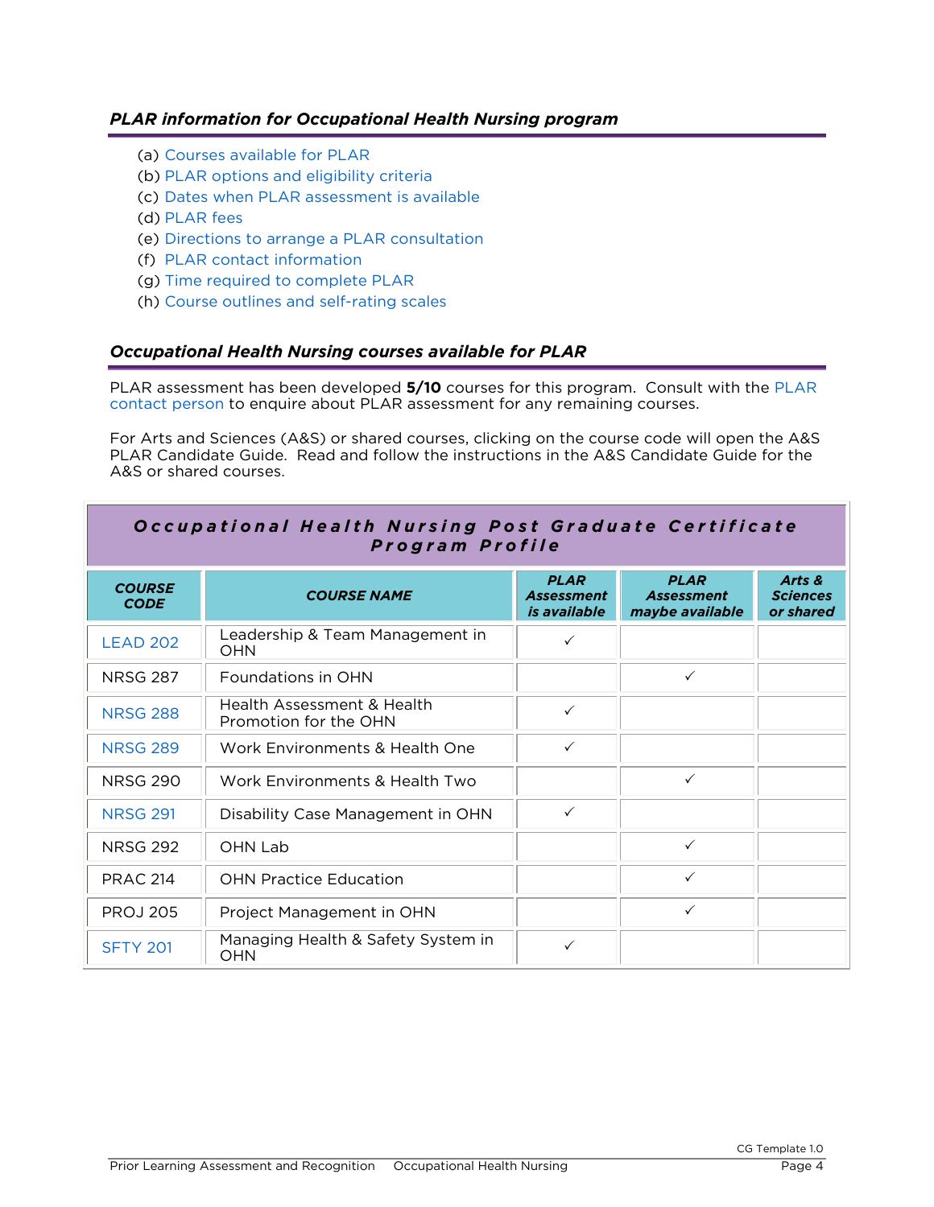## *PLAR information for Occupational Health Nursing program*

(a) Courses available for PLAR
(b) PLAR options and eligibility criteria
(c) Dates when PLAR assessment is available
(d) PLAR fees
(e) Directions to arrange a PLAR consultation
(f) PLAR contact information
(g) Time required to complete PLAR
(h) Course outlines and self-rating scales

## *Occupational Health Nursing courses available for PLAR*

PLAR assessment has been developed **5/10** courses for this program. Consult with the PLAR contact person to enquire about PLAR assessment for any remaining courses.

For Arts and Sciences (A&S) or shared courses, clicking on the course code will open the A&S PLAR Candidate Guide. Read and follow the instructions in the A&S Candidate Guide for the A&S or shared courses.

| ***Occupational Health Nursing Post Graduate Certificate Program Profile*** | | | | |
|---|---|---|---|---|
| ***COURSE CODE*** | ***COURSE NAME*** | ***PLAR Assessment is available*** | ***PLAR Assessment maybe available*** | ***Arts & Sciences or shared*** |
| LEAD 202 | Leadership & Team Management in OHN | ✓ | | |
| NRSG 287 | Foundations in OHN | | ✓ | |
| NRSG 288 | Health Assessment & Health Promotion for the OHN | ✓ | | |
| NRSG 289 | Work Environments & Health One | ✓ | | |
| NRSG 290 | Work Environments & Health Two | | ✓ | |
| NRSG 291 | Disability Case Management in OHN | ✓ | | |
| NRSG 292 | OHN Lab | | ✓ | |
| PRAC 214 | OHN Practice Education | | ✓ | |
| PROJ 205 | Project Management in OHN | | ✓ | |
| SFTY 201 | Managing Health & Safety System in OHN | ✓ | | |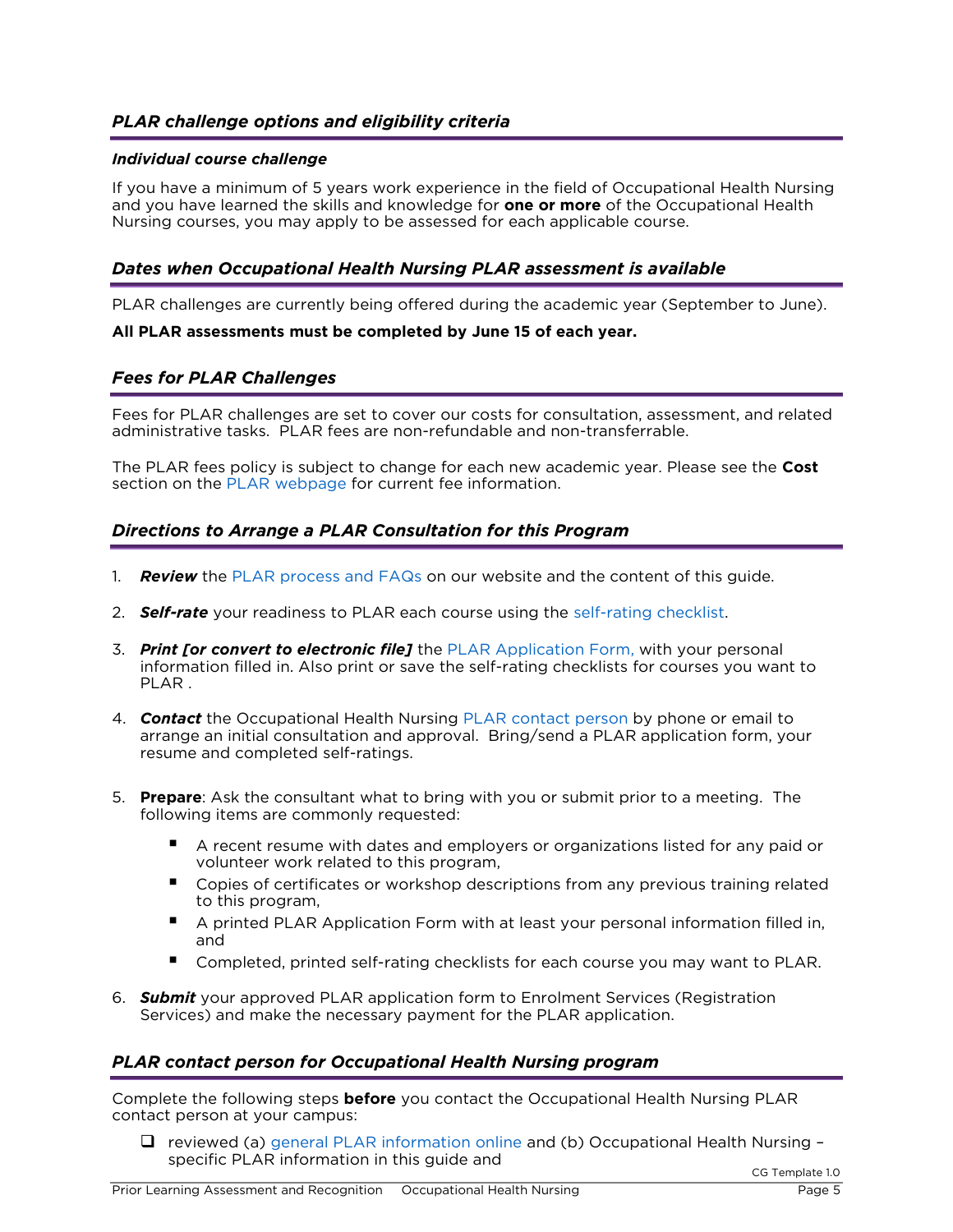## *PLAR challenge options and eligibility criteria*

### *Individual course challenge*

If you have a minimum of 5 years work experience in the field of Occupational Health Nursing and you have learned the skills and knowledge for **one or more** of the Occupational Health Nursing courses, you may apply to be assessed for each applicable course.

## *Dates when Occupational Health Nursing PLAR assessment is available*

PLAR challenges are currently being offered during the academic year (September to June).

**All PLAR assessments must be completed by June 15 of each year.**

## *Fees for PLAR Challenges*

Fees for PLAR challenges are set to cover our costs for consultation, assessment, and related administrative tasks. PLAR fees are non-refundable and non-transferrable.

The PLAR fees policy is subject to change for each new academic year. Please see the **Cost** section on the PLAR webpage for current fee information.

## *Directions to Arrange a PLAR Consultation for this Program*

1. ***Review*** the PLAR process and FAQs on our website and the content of this guide.
2. ***Self-rate*** your readiness to PLAR each course using the self-rating checklist.
3. ***Print [or convert to electronic file]*** the PLAR Application Form, with your personal information filled in. Also print or save the self-rating checklists for courses you want to PLAR .
4. ***Contact*** the Occupational Health Nursing PLAR contact person by phone or email to arrange an initial consultation and approval. Bring/send a PLAR application form, your resume and completed self-ratings.
5. **Prepare**: Ask the consultant what to bring with you or submit prior to a meeting. The following items are commonly requested:
   - A recent resume with dates and employers or organizations listed for any paid or volunteer work related to this program,
   - Copies of certificates or workshop descriptions from any previous training related to this program,
   - A printed PLAR Application Form with at least your personal information filled in, and
   - Completed, printed self-rating checklists for each course you may want to PLAR.
6. ***Submit*** your approved PLAR application form to Enrolment Services (Registration Services) and make the necessary payment for the PLAR application.

## *PLAR contact person for Occupational Health Nursing program*

Complete the following steps **before** you contact the Occupational Health Nursing PLAR contact person at your campus:

- [ ] reviewed (a) general PLAR information online and (b) Occupational Health Nursing – specific PLAR information in this guide and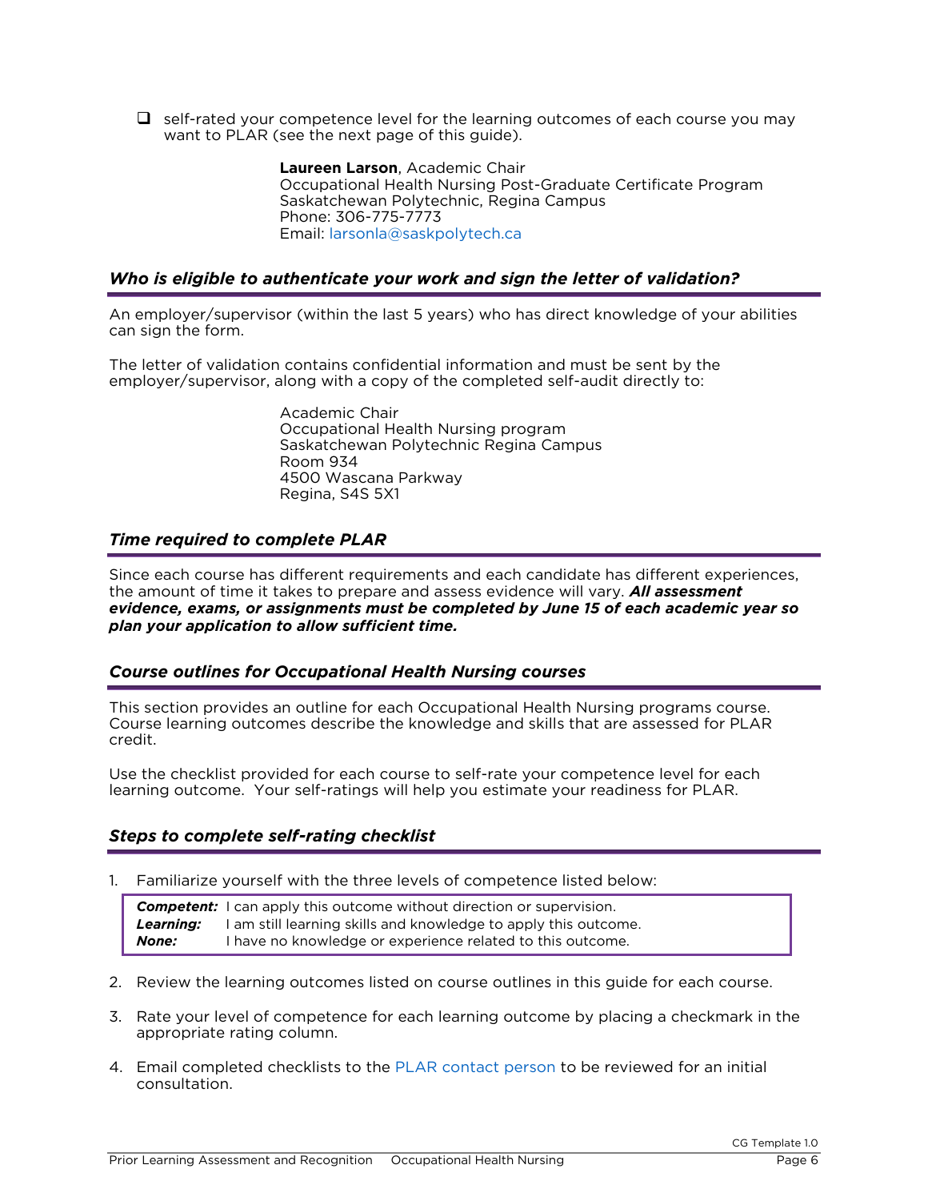- [ ] self-rated your competence level for the learning outcomes of each course you may want to PLAR (see the next page of this guide).

**Laureen Larson**, Academic Chair
Occupational Health Nursing Post-Graduate Certificate Program
Saskatchewan Polytechnic, Regina Campus
Phone: 306-775-7773
Email: larsonla@saskpolytech.ca

## *Who is eligible to authenticate your work and sign the letter of validation?*

An employer/supervisor (within the last 5 years) who has direct knowledge of your abilities can sign the form.

The letter of validation contains confidential information and must be sent by the employer/supervisor, along with a copy of the completed self-audit directly to:

Academic Chair
Occupational Health Nursing program
Saskatchewan Polytechnic Regina Campus
Room 934
4500 Wascana Parkway
Regina, S4S 5X1

## *Time required to complete PLAR*

Since each course has different requirements and each candidate has different experiences, the amount of time it takes to prepare and assess evidence will vary. ***All assessment evidence, exams, or assignments must be completed by June 15 of each academic year so plan your application to allow sufficient time.***

## *Course outlines for Occupational Health Nursing courses*

This section provides an outline for each Occupational Health Nursing programs course. Course learning outcomes describe the knowledge and skills that are assessed for PLAR credit.

Use the checklist provided for each course to self-rate your competence level for each learning outcome. Your self-ratings will help you estimate your readiness for PLAR.

## *Steps to complete self-rating checklist*

1. Familiarize yourself with the three levels of competence listed below:

| | |
|---|---|
| ***Competent:*** | I can apply this outcome without direction or supervision. |
| ***Learning:*** | I am still learning skills and knowledge to apply this outcome. |
| ***None:*** | I have no knowledge or experience related to this outcome. |

2. Review the learning outcomes listed on course outlines in this guide for each course.
3. Rate your level of competence for each learning outcome by placing a checkmark in the appropriate rating column.
4. Email completed checklists to the PLAR contact person to be reviewed for an initial consultation.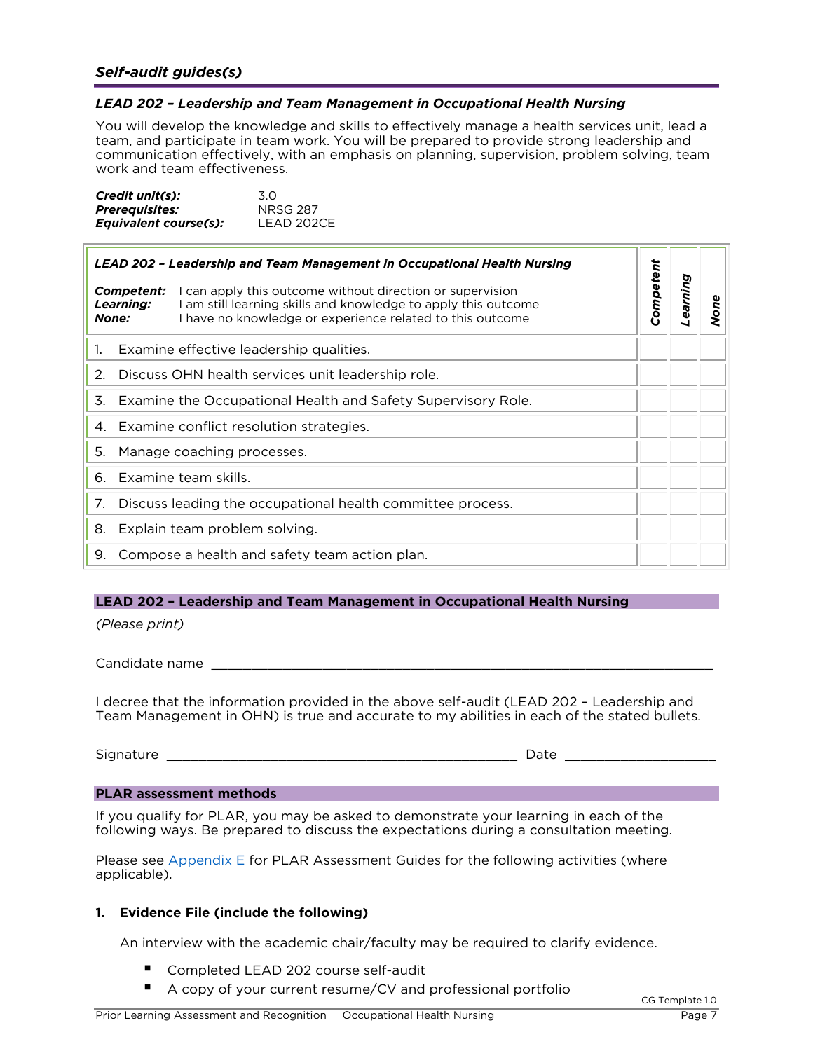## *Self-audit guides(s)*

### *LEAD 202 – Leadership and Team Management in Occupational Health Nursing*

You will develop the knowledge and skills to effectively manage a health services unit, lead a team, and participate in team work. You will be prepared to provide strong leadership and communication effectively, with an emphasis on planning, supervision, problem solving, team work and team effectiveness.

***Credit unit(s):*** 3.0
***Prerequisites:*** NRSG 287
***Equivalent course(s):*** LEAD 202CE

| ***LEAD 202 – Leadership and Team Management in Occupational Health Nursing***<br><br>***Competent:*** I can apply this outcome without direction or supervision<br>***Learning:*** I am still learning skills and knowledge to apply this outcome<br>***None:*** I have no knowledge or experience related to this outcome | ***Competent*** | ***Learning*** | ***None*** |
|---|---|---|---|
| 1. Examine effective leadership qualities. | | | |
| 2. Discuss OHN health services unit leadership role. | | | |
| 3. Examine the Occupational Health and Safety Supervisory Role. | | | |
| 4. Examine conflict resolution strategies. | | | |
| 5. Manage coaching processes. | | | |
| 6. Examine team skills. | | | |
| 7. Discuss leading the occupational health committee process. | | | |
| 8. Explain team problem solving. | | | |
| 9. Compose a health and safety team action plan. | | | |

**LEAD 202 – Leadership and Team Management in Occupational Health Nursing**

*(Please print)*

Candidate name ____________________________________________________________

I decree that the information provided in the above self-audit (LEAD 202 – Leadership and Team Management in OHN) is true and accurate to my abilities in each of the stated bullets.

Signature ____________________________________________ Date __________________

**PLAR assessment methods**

If you qualify for PLAR, you may be asked to demonstrate your learning in each of the following ways. Be prepared to discuss the expectations during a consultation meeting.

Please see Appendix E for PLAR Assessment Guides for the following activities (where applicable).

**1. Evidence File (include the following)**

An interview with the academic chair/faculty may be required to clarify evidence.

- Completed LEAD 202 course self-audit
- A copy of your current resume/CV and professional portfolio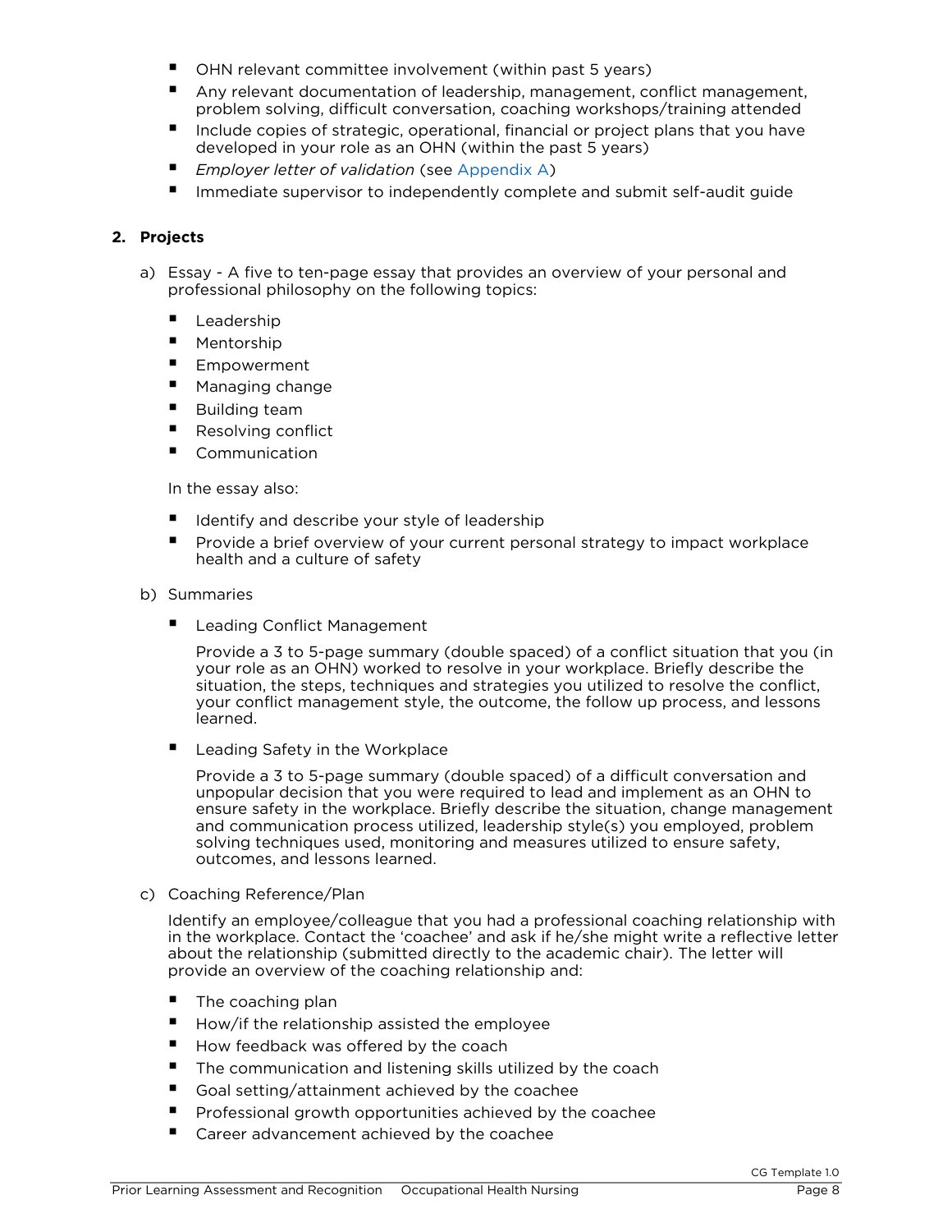- OHN relevant committee involvement (within past 5 years)
- Any relevant documentation of leadership, management, conflict management, problem solving, difficult conversation, coaching workshops/training attended
- Include copies of strategic, operational, financial or project plans that you have developed in your role as an OHN (within the past 5 years)
- *Employer letter of validation* (see Appendix A)
- Immediate supervisor to independently complete and submit self-audit guide

**2. Projects**

a) Essay - A five to ten-page essay that provides an overview of your personal and professional philosophy on the following topics:

- Leadership
- Mentorship
- Empowerment
- Managing change
- Building team
- Resolving conflict
- Communication

In the essay also:

- Identify and describe your style of leadership
- Provide a brief overview of your current personal strategy to impact workplace health and a culture of safety

b) Summaries

- Leading Conflict Management

  Provide a 3 to 5-page summary (double spaced) of a conflict situation that you (in your role as an OHN) worked to resolve in your workplace. Briefly describe the situation, the steps, techniques and strategies you utilized to resolve the conflict, your conflict management style, the outcome, the follow up process, and lessons learned.

- Leading Safety in the Workplace

  Provide a 3 to 5-page summary (double spaced) of a difficult conversation and unpopular decision that you were required to lead and implement as an OHN to ensure safety in the workplace. Briefly describe the situation, change management and communication process utilized, leadership style(s) you employed, problem solving techniques used, monitoring and measures utilized to ensure safety, outcomes, and lessons learned.

c) Coaching Reference/Plan

Identify an employee/colleague that you had a professional coaching relationship with in the workplace. Contact the 'coachee' and ask if he/she might write a reflective letter about the relationship (submitted directly to the academic chair). The letter will provide an overview of the coaching relationship and:

- The coaching plan
- How/if the relationship assisted the employee
- How feedback was offered by the coach
- The communication and listening skills utilized by the coach
- Goal setting/attainment achieved by the coachee
- Professional growth opportunities achieved by the coachee
- Career advancement achieved by the coachee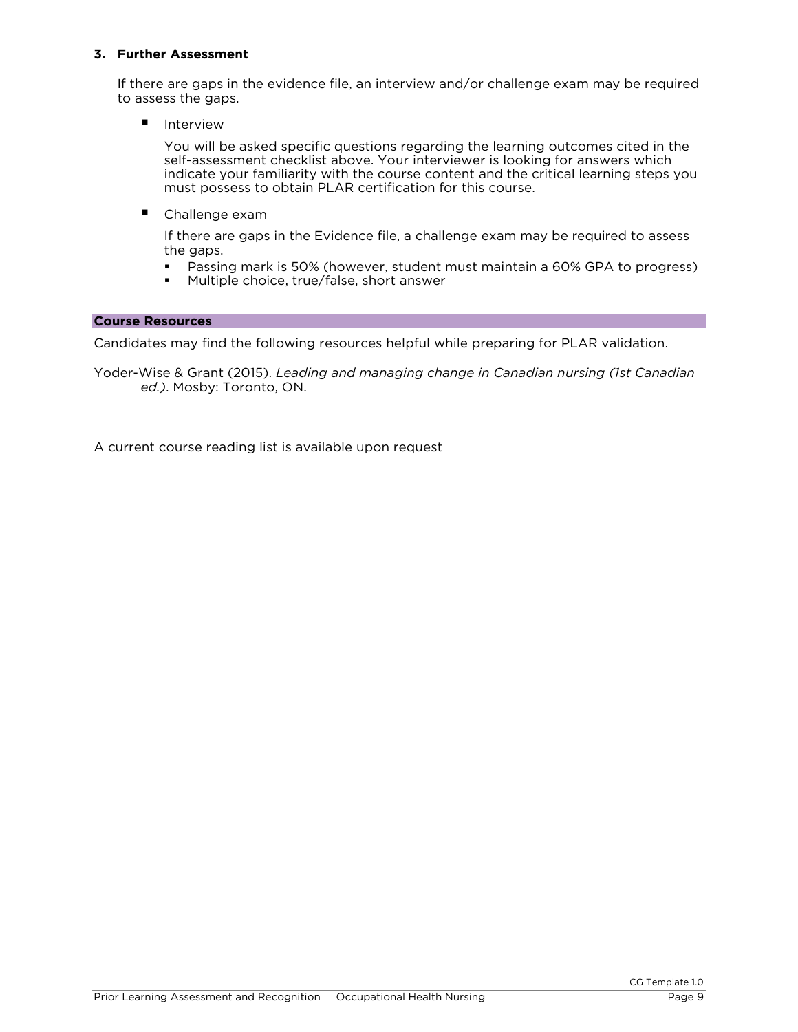### 3. Further Assessment

If there are gaps in the evidence file, an interview and/or challenge exam may be required to assess the gaps.

- Interview

  You will be asked specific questions regarding the learning outcomes cited in the self-assessment checklist above. Your interviewer is looking for answers which indicate your familiarity with the course content and the critical learning steps you must possess to obtain PLAR certification for this course.

- Challenge exam

  If there are gaps in the Evidence file, a challenge exam may be required to assess the gaps.

  - Passing mark is 50% (however, student must maintain a 60% GPA to progress)
  - Multiple choice, true/false, short answer

## Course Resources

Candidates may find the following resources helpful while preparing for PLAR validation.

Yoder-Wise & Grant (2015). *Leading and managing change in Canadian nursing (1st Canadian ed.)*. Mosby: Toronto, ON.

A current course reading list is available upon request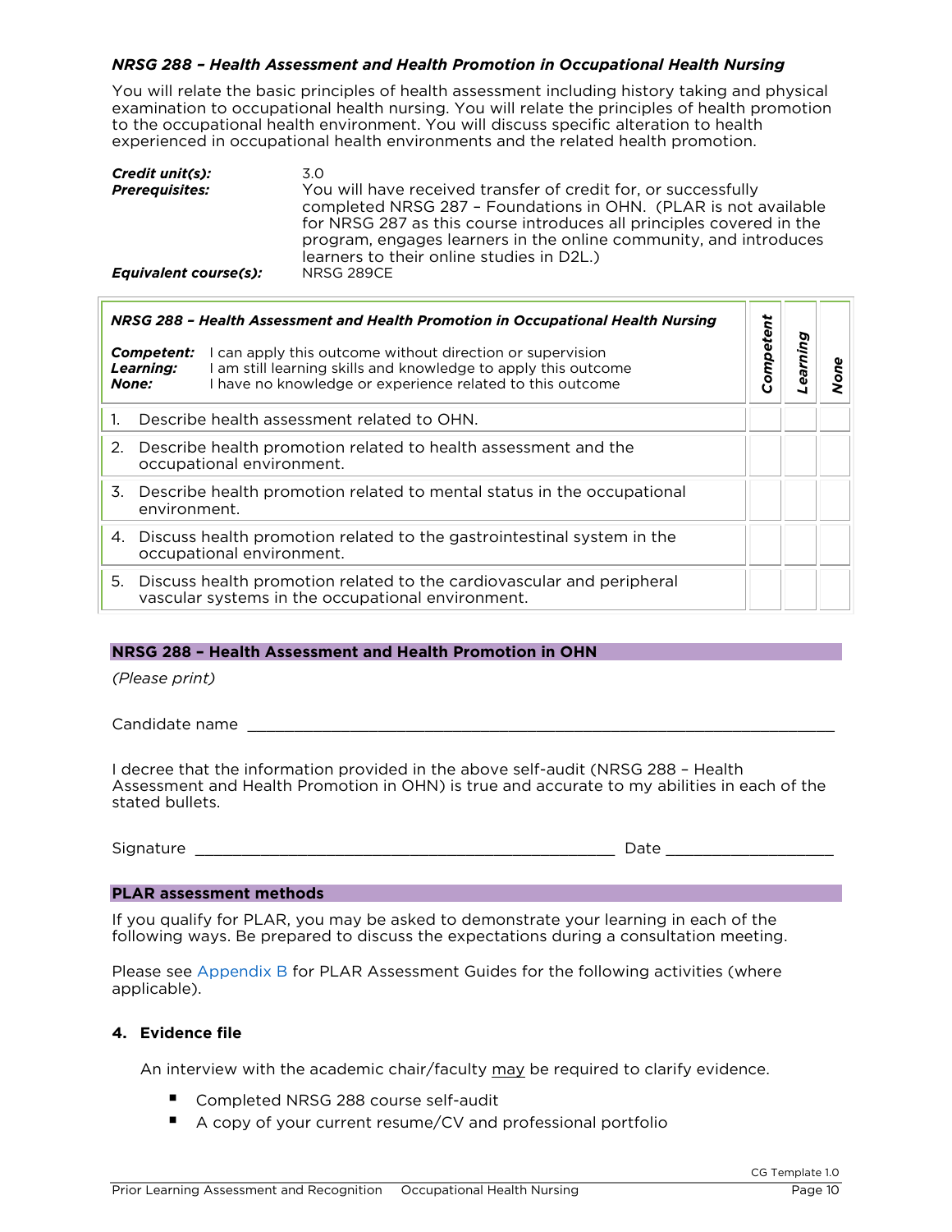### *NRSG 288 – Health Assessment and Health Promotion in Occupational Health Nursing*

You will relate the basic principles of health assessment including history taking and physical examination to occupational health nursing. You will relate the principles of health promotion to the occupational health environment. You will discuss specific alteration to health experienced in occupational health environments and the related health promotion.

| | |
|---|---|
| ***Credit unit(s):*** | 3.0 |
| ***Prerequisites:*** | You will have received transfer of credit for, or successfully completed NRSG 287 – Foundations in OHN. (PLAR is not available for NRSG 287 as this course introduces all principles covered in the program, engages learners in the online community, and introduces learners to their online studies in D2L.) |
| ***Equivalent course(s):*** | NRSG 289CE |

| ***NRSG 288 – Health Assessment and Health Promotion in Occupational Health Nursing***<br><br>***Competent:*** I can apply this outcome without direction or supervision<br>***Learning:*** I am still learning skills and knowledge to apply this outcome<br>***None:*** I have no knowledge or experience related to this outcome | ***Competent*** | ***Learning*** | ***None*** |
|---|---|---|---|
| 1. Describe health assessment related to OHN. | | | |
| 2. Describe health promotion related to health assessment and the occupational environment. | | | |
| 3. Describe health promotion related to mental status in the occupational environment. | | | |
| 4. Discuss health promotion related to the gastrointestinal system in the occupational environment. | | | |
| 5. Discuss health promotion related to the cardiovascular and peripheral vascular systems in the occupational environment. | | | |

**NRSG 288 – Health Assessment and Health Promotion in OHN**

*(Please print)*

Candidate name ____________________________________________________________

I decree that the information provided in the above self-audit (NRSG 288 – Health Assessment and Health Promotion in OHN) is true and accurate to my abilities in each of the stated bullets.

Signature ____________________________________________ Date __________________

**PLAR assessment methods**

If you qualify for PLAR, you may be asked to demonstrate your learning in each of the following ways. Be prepared to discuss the expectations during a consultation meeting.

Please see Appendix B for PLAR Assessment Guides for the following activities (where applicable).

**4. Evidence file**

An interview with the academic chair/faculty may be required to clarify evidence.

- Completed NRSG 288 course self-audit
- A copy of your current resume/CV and professional portfolio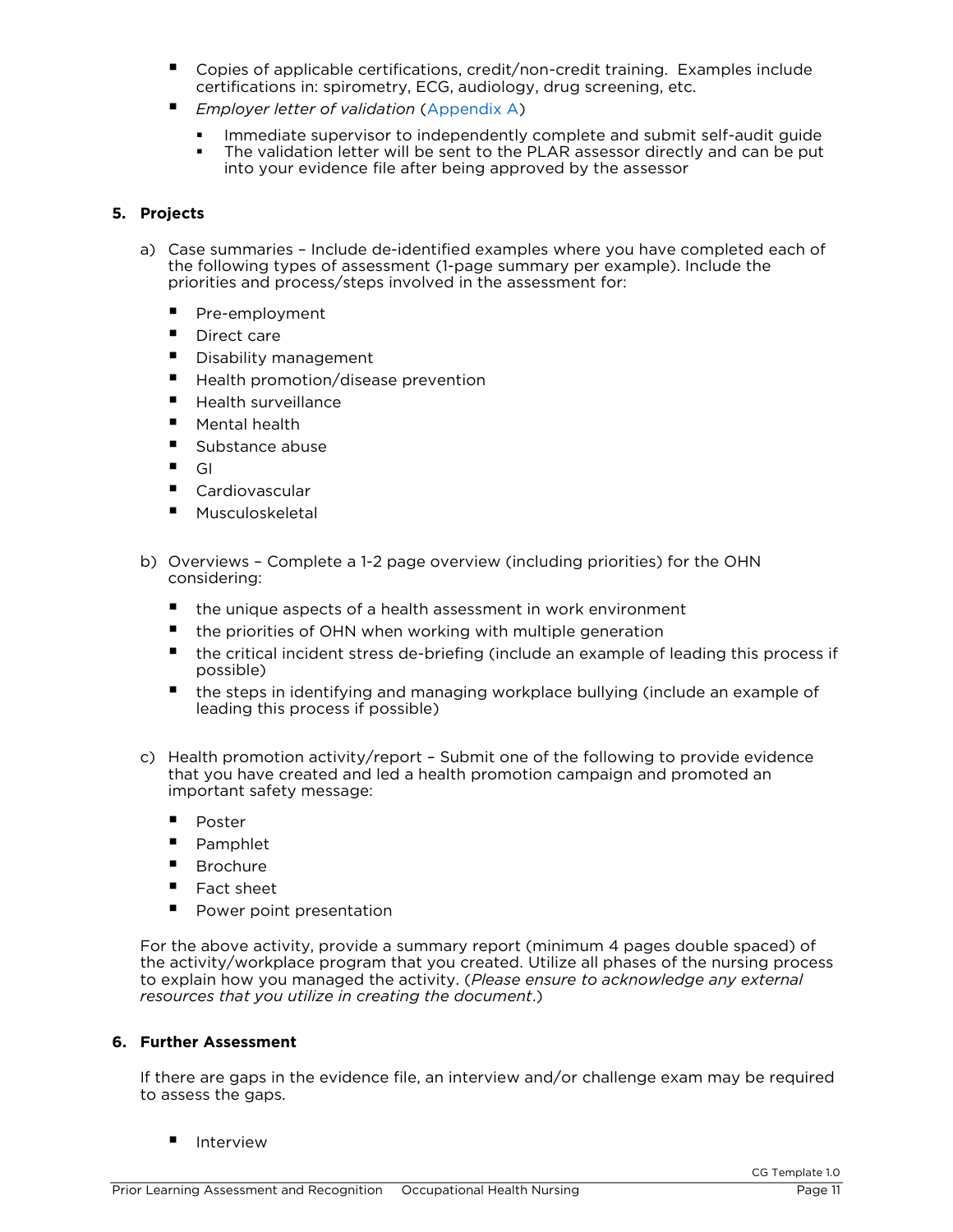- Copies of applicable certifications, credit/non-credit training. Examples include certifications in: spirometry, ECG, audiology, drug screening, etc.
- *Employer letter of validation* (Appendix A)
    - Immediate supervisor to independently complete and submit self-audit guide
    - The validation letter will be sent to the PLAR assessor directly and can be put into your evidence file after being approved by the assessor

**5. Projects**

a) Case summaries – Include de-identified examples where you have completed each of the following types of assessment (1-page summary per example). Include the priorities and process/steps involved in the assessment for:

- Pre-employment
- Direct care
- Disability management
- Health promotion/disease prevention
- Health surveillance
- Mental health
- Substance abuse
- GI
- Cardiovascular
- Musculoskeletal

b) Overviews – Complete a 1-2 page overview (including priorities) for the OHN considering:

- the unique aspects of a health assessment in work environment
- the priorities of OHN when working with multiple generation
- the critical incident stress de-briefing (include an example of leading this process if possible)
- the steps in identifying and managing workplace bullying (include an example of leading this process if possible)

c) Health promotion activity/report – Submit one of the following to provide evidence that you have created and led a health promotion campaign and promoted an important safety message:

- Poster
- Pamphlet
- Brochure
- Fact sheet
- Power point presentation

For the above activity, provide a summary report (minimum 4 pages double spaced) of the activity/workplace program that you created. Utilize all phases of the nursing process to explain how you managed the activity. (*Please ensure to acknowledge any external resources that you utilize in creating the document*.)

**6. Further Assessment**

If there are gaps in the evidence file, an interview and/or challenge exam may be required to assess the gaps.

- Interview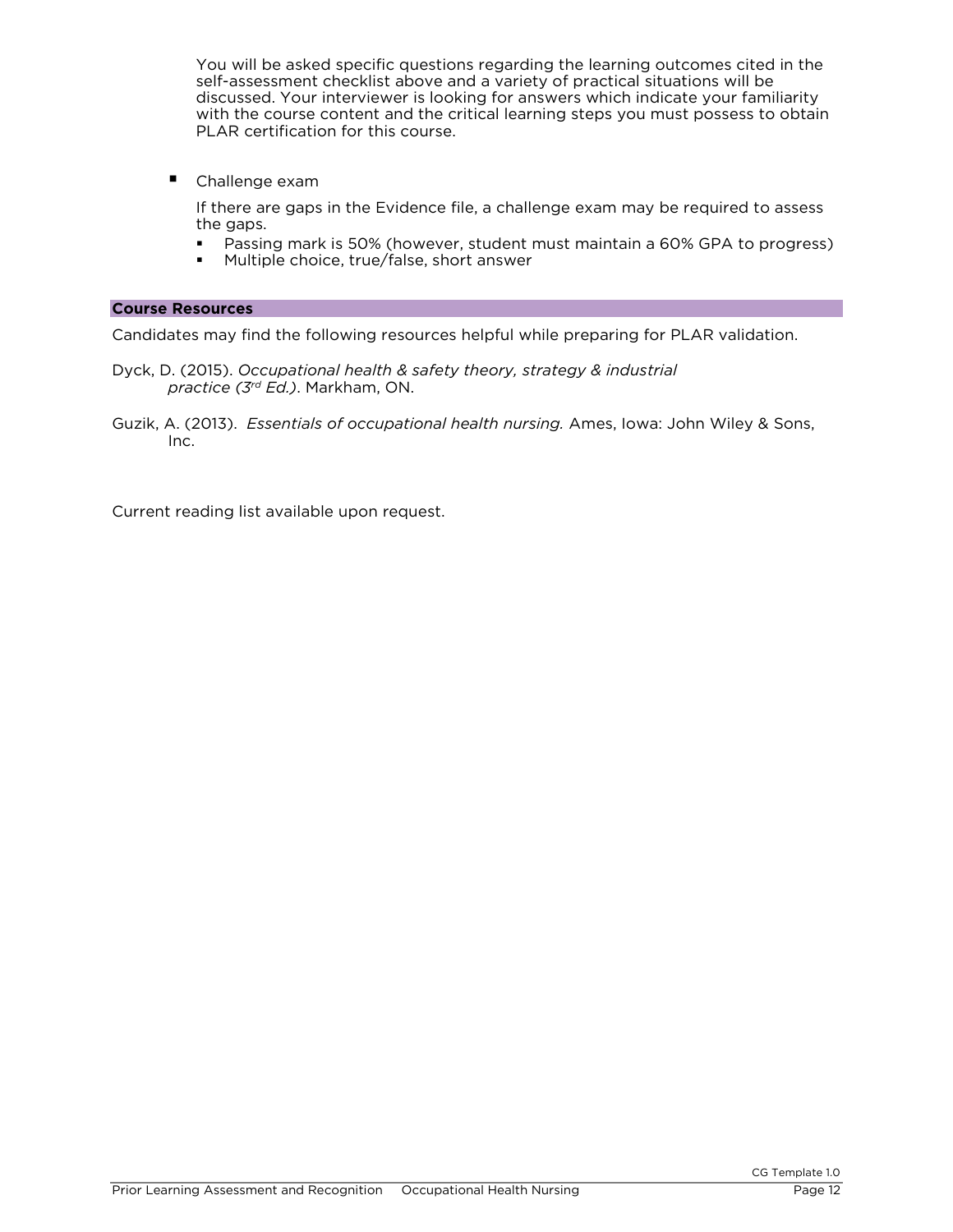You will be asked specific questions regarding the learning outcomes cited in the self-assessment checklist above and a variety of practical situations will be discussed. Your interviewer is looking for answers which indicate your familiarity with the course content and the critical learning steps you must possess to obtain PLAR certification for this course.

- Challenge exam

  If there are gaps in the Evidence file, a challenge exam may be required to assess the gaps.

  - Passing mark is 50% (however, student must maintain a 60% GPA to progress)
  - Multiple choice, true/false, short answer

## Course Resources

Candidates may find the following resources helpful while preparing for PLAR validation.

Dyck, D. (2015). *Occupational health & safety theory, strategy & industrial practice (3rd Ed.)*. Markham, ON.

Guzik, A. (2013). *Essentials of occupational health nursing.* Ames, Iowa: John Wiley & Sons, Inc.

Current reading list available upon request.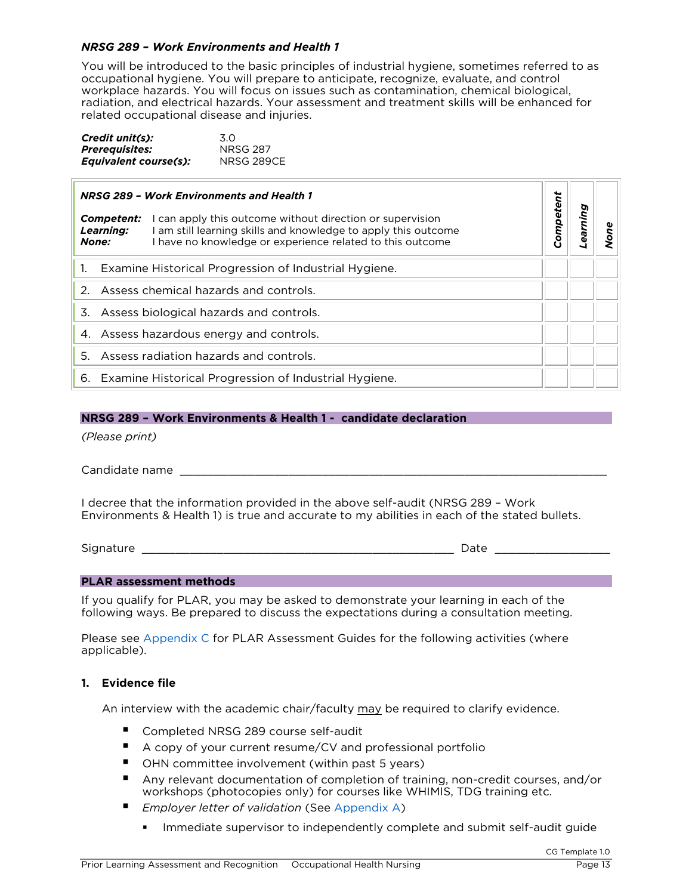### *NRSG 289 – Work Environments and Health 1*

You will be introduced to the basic principles of industrial hygiene, sometimes referred to as occupational hygiene. You will prepare to anticipate, recognize, evaluate, and control workplace hazards. You will focus on issues such as contamination, chemical biological, radiation, and electrical hazards. Your assessment and treatment skills will be enhanced for related occupational disease and injuries.

***Credit unit(s):*** 3.0
***Prerequisites:*** NRSG 287
***Equivalent course(s):*** NRSG 289CE

| ***NRSG 289 – Work Environments and Health 1***<br><br>***Competent:*** I can apply this outcome without direction or supervision<br>***Learning:*** I am still learning skills and knowledge to apply this outcome<br>***None:*** I have no knowledge or experience related to this outcome | ***Competent*** | ***Learning*** | ***None*** |
|---|---|---|---|
| 1. Examine Historical Progression of Industrial Hygiene. | | | |
| 2. Assess chemical hazards and controls. | | | |
| 3. Assess biological hazards and controls. | | | |
| 4. Assess hazardous energy and controls. | | | |
| 5. Assess radiation hazards and controls. | | | |
| 6. Examine Historical Progression of Industrial Hygiene. | | | |

## NRSG 289 – Work Environments & Health 1 - candidate declaration

*(Please print)*

Candidate name ____________________________________________________________

I decree that the information provided in the above self-audit (NRSG 289 – Work Environments & Health 1) is true and accurate to my abilities in each of the stated bullets.

Signature ______________________________________________ Date _________________

## PLAR assessment methods

If you qualify for PLAR, you may be asked to demonstrate your learning in each of the following ways. Be prepared to discuss the expectations during a consultation meeting.

Please see Appendix C for PLAR Assessment Guides for the following activities (where applicable).

### 1. Evidence file

An interview with the academic chair/faculty may be required to clarify evidence.

- Completed NRSG 289 course self-audit
- A copy of your current resume/CV and professional portfolio
- OHN committee involvement (within past 5 years)
- Any relevant documentation of completion of training, non-credit courses, and/or workshops (photocopies only) for courses like WHIMIS, TDG training etc.
- *Employer letter of validation* (See Appendix A)
  - Immediate supervisor to independently complete and submit self-audit guide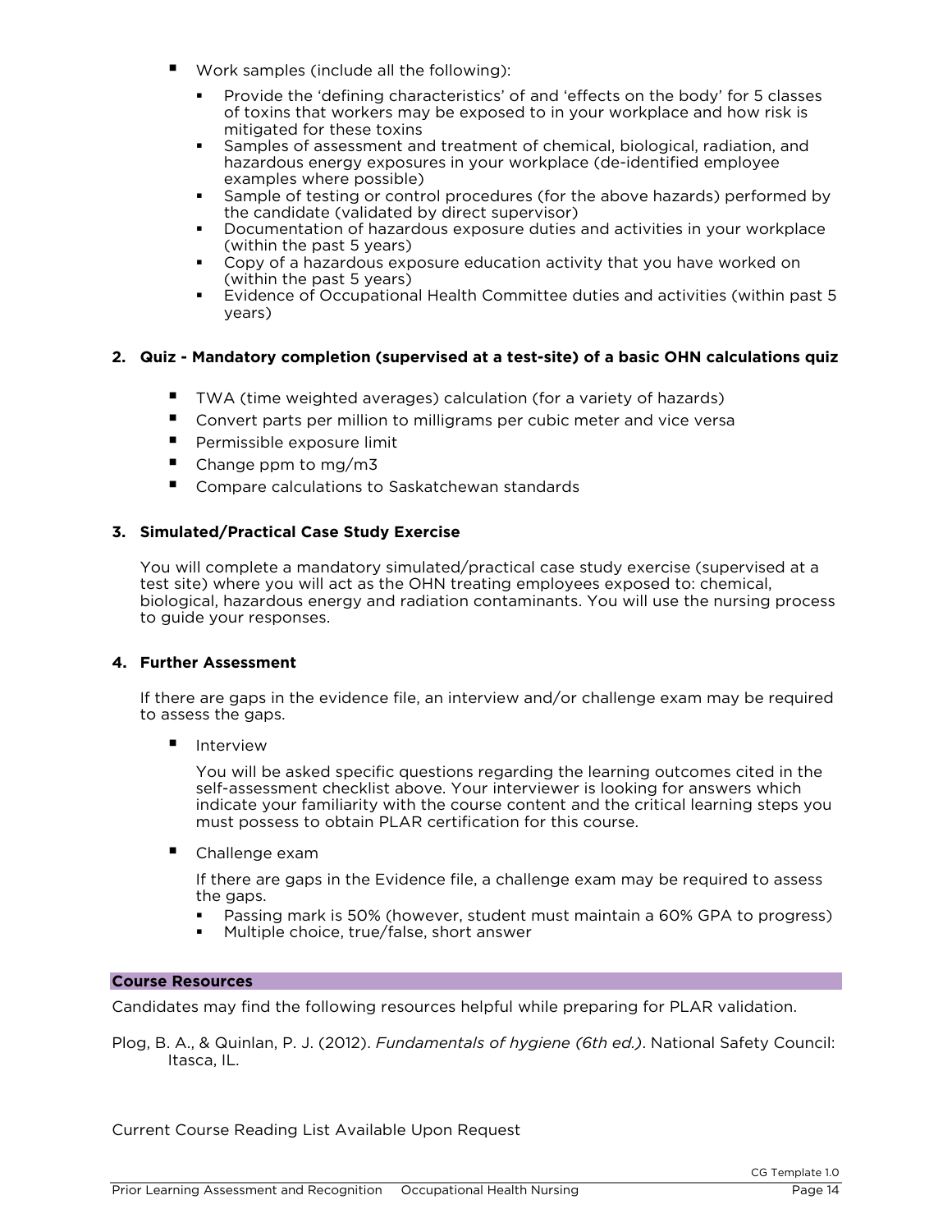- Work samples (include all the following):
  - Provide the 'defining characteristics' of and 'effects on the body' for 5 classes of toxins that workers may be exposed to in your workplace and how risk is mitigated for these toxins
  - Samples of assessment and treatment of chemical, biological, radiation, and hazardous energy exposures in your workplace (de-identified employee examples where possible)
  - Sample of testing or control procedures (for the above hazards) performed by the candidate (validated by direct supervisor)
  - Documentation of hazardous exposure duties and activities in your workplace (within the past 5 years)
  - Copy of a hazardous exposure education activity that you have worked on (within the past 5 years)
  - Evidence of Occupational Health Committee duties and activities (within past 5 years)

**2. Quiz - Mandatory completion (supervised at a test-site) of a basic OHN calculations quiz**

- TWA (time weighted averages) calculation (for a variety of hazards)
- Convert parts per million to milligrams per cubic meter and vice versa
- Permissible exposure limit
- Change ppm to mg/m3
- Compare calculations to Saskatchewan standards

**3. Simulated/Practical Case Study Exercise**

You will complete a mandatory simulated/practical case study exercise (supervised at a test site) where you will act as the OHN treating employees exposed to: chemical, biological, hazardous energy and radiation contaminants. You will use the nursing process to guide your responses.

**4. Further Assessment**

If there are gaps in the evidence file, an interview and/or challenge exam may be required to assess the gaps.

- Interview

  You will be asked specific questions regarding the learning outcomes cited in the self-assessment checklist above. Your interviewer is looking for answers which indicate your familiarity with the course content and the critical learning steps you must possess to obtain PLAR certification for this course.

- Challenge exam

  If there are gaps in the Evidence file, a challenge exam may be required to assess the gaps.
  - Passing mark is 50% (however, student must maintain a 60% GPA to progress)
  - Multiple choice, true/false, short answer

**Course Resources**

Candidates may find the following resources helpful while preparing for PLAR validation.

Plog, B. A., & Quinlan, P. J. (2012). *Fundamentals of hygiene (6th ed.)*. National Safety Council: Itasca, IL.

Current Course Reading List Available Upon Request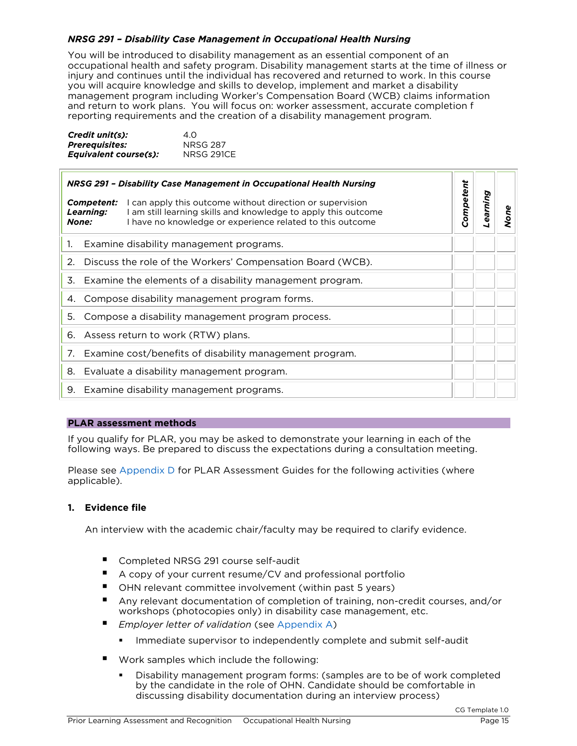### *NRSG 291 – Disability Case Management in Occupational Health Nursing*

You will be introduced to disability management as an essential component of an occupational health and safety program. Disability management starts at the time of illness or injury and continues until the individual has recovered and returned to work. In this course you will acquire knowledge and skills to develop, implement and market a disability management program including Worker's Compensation Board (WCB) claims information and return to work plans. You will focus on: worker assessment, accurate completion f reporting requirements and the creation of a disability management program.

***Credit unit(s):*** 4.0
***Prerequisites:*** NRSG 287
***Equivalent course(s):*** NRSG 291CE

| ***NRSG 291 – Disability Case Management in Occupational Health Nursing***<br><br>***Competent:*** I can apply this outcome without direction or supervision<br>***Learning:*** I am still learning skills and knowledge to apply this outcome<br>***None:*** I have no knowledge or experience related to this outcome | *Competent* | *Learning* | *None* |
|---|---|---|---|
| 1. Examine disability management programs. | | | |
| 2. Discuss the role of the Workers' Compensation Board (WCB). | | | |
| 3. Examine the elements of a disability management program. | | | |
| 4. Compose disability management program forms. | | | |
| 5. Compose a disability management program process. | | | |
| 6. Assess return to work (RTW) plans. | | | |
| 7. Examine cost/benefits of disability management program. | | | |
| 8. Evaluate a disability management program. | | | |
| 9. Examine disability management programs. | | | |

## PLAR assessment methods

If you qualify for PLAR, you may be asked to demonstrate your learning in each of the following ways. Be prepared to discuss the expectations during a consultation meeting.

Please see Appendix D for PLAR Assessment Guides for the following activities (where applicable).

### 1. Evidence file

An interview with the academic chair/faculty may be required to clarify evidence.

- Completed NRSG 291 course self-audit
- A copy of your current resume/CV and professional portfolio
- OHN relevant committee involvement (within past 5 years)
- Any relevant documentation of completion of training, non-credit courses, and/or workshops (photocopies only) in disability case management, etc.
- *Employer letter of validation* (see Appendix A)
  - Immediate supervisor to independently complete and submit self-audit
- Work samples which include the following:
  - Disability management program forms: (samples are to be of work completed by the candidate in the role of OHN. Candidate should be comfortable in discussing disability documentation during an interview process)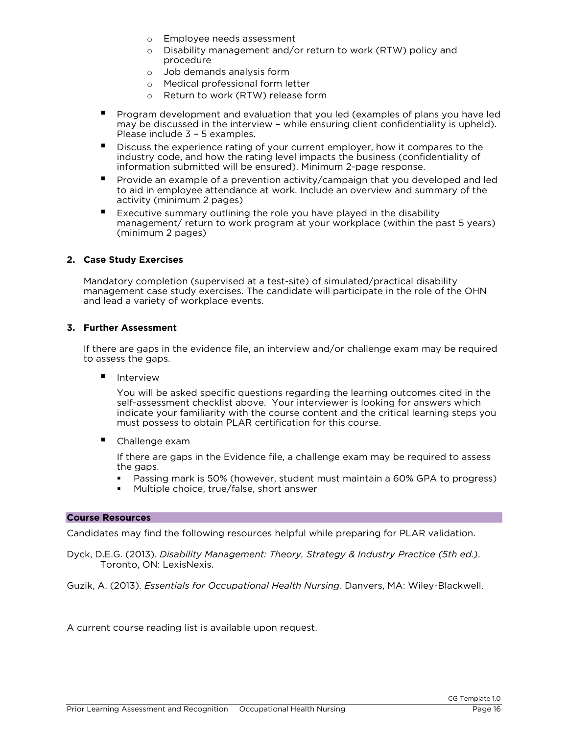- Employee needs assessment
    - Disability management and/or return to work (RTW) policy and procedure
    - Job demands analysis form
    - Medical professional form letter
    - Return to work (RTW) release form

- Program development and evaluation that you led (examples of plans you have led may be discussed in the interview – while ensuring client confidentiality is upheld). Please include 3 – 5 examples.
- Discuss the experience rating of your current employer, how it compares to the industry code, and how the rating level impacts the business (confidentiality of information submitted will be ensured). Minimum 2-page response.
- Provide an example of a prevention activity/campaign that you developed and led to aid in employee attendance at work. Include an overview and summary of the activity (minimum 2 pages)
- Executive summary outlining the role you have played in the disability management/ return to work program at your workplace (within the past 5 years) (minimum 2 pages)

**2. Case Study Exercises**

Mandatory completion (supervised at a test-site) of simulated/practical disability management case study exercises. The candidate will participate in the role of the OHN and lead a variety of workplace events.

**3. Further Assessment**

If there are gaps in the evidence file, an interview and/or challenge exam may be required to assess the gaps.

- Interview

  You will be asked specific questions regarding the learning outcomes cited in the self-assessment checklist above. Your interviewer is looking for answers which indicate your familiarity with the course content and the critical learning steps you must possess to obtain PLAR certification for this course.

- Challenge exam

  If there are gaps in the Evidence file, a challenge exam may be required to assess the gaps.
    - Passing mark is 50% (however, student must maintain a 60% GPA to progress)
    - Multiple choice, true/false, short answer

## Course Resources

Candidates may find the following resources helpful while preparing for PLAR validation.

Dyck, D.E.G. (2013). *Disability Management: Theory, Strategy & Industry Practice (5th ed.)*. Toronto, ON: LexisNexis.

Guzik, A. (2013). *Essentials for Occupational Health Nursing*. Danvers, MA: Wiley-Blackwell.

A current course reading list is available upon request.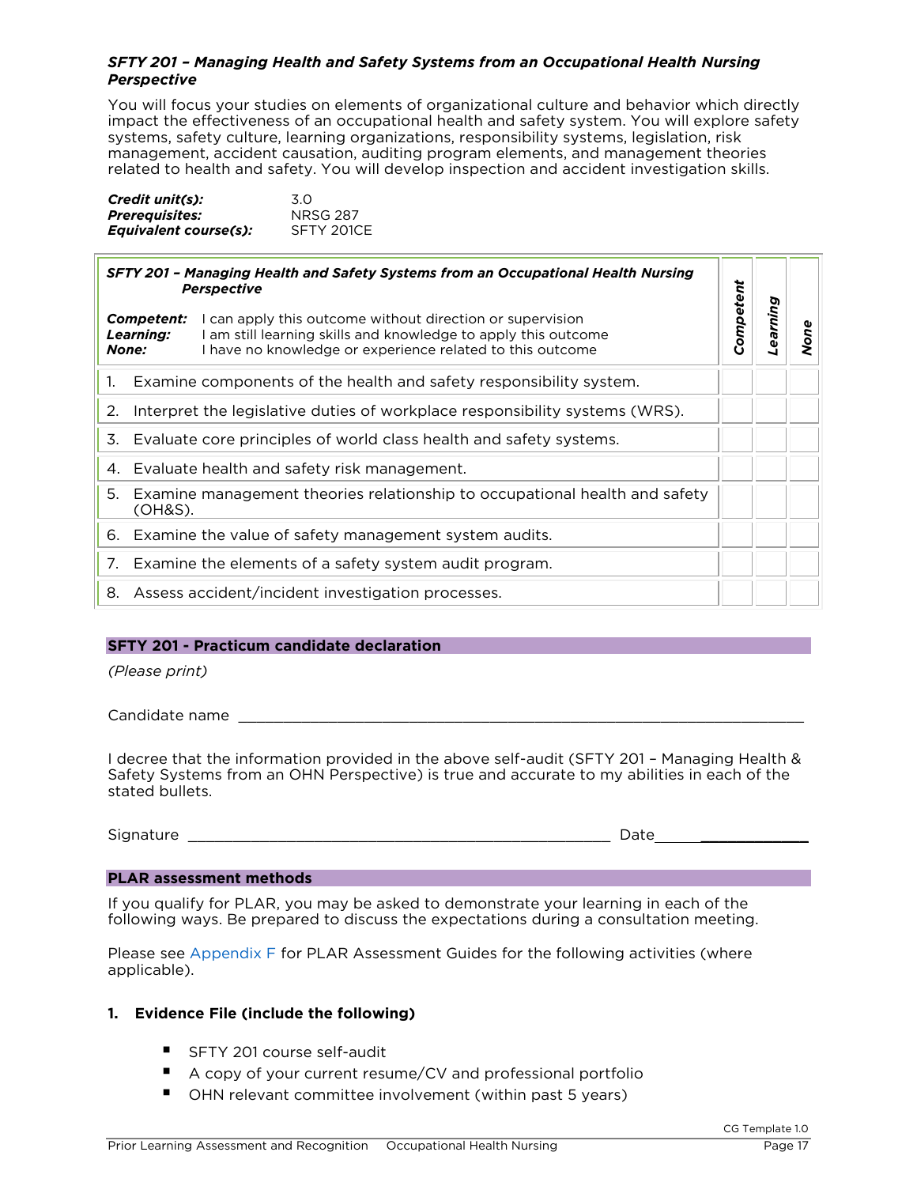### *SFTY 201 – Managing Health and Safety Systems from an Occupational Health Nursing Perspective*

You will focus your studies on elements of organizational culture and behavior which directly impact the effectiveness of an occupational health and safety system. You will explore safety systems, safety culture, learning organizations, responsibility systems, legislation, risk management, accident causation, auditing program elements, and management theories related to health and safety. You will develop inspection and accident investigation skills.

***Credit unit(s):*** 3.0
***Prerequisites:*** NRSG 287
***Equivalent course(s):*** SFTY 201CE

| ***SFTY 201 – Managing Health and Safety Systems from an Occupational Health Nursing Perspective***<br><br>***Competent:*** I can apply this outcome without direction or supervision<br>***Learning:*** I am still learning skills and knowledge to apply this outcome<br>***None:*** I have no knowledge or experience related to this outcome | ***Competent*** | ***Learning*** | ***None*** |
|---|---|---|---|
| 1. Examine components of the health and safety responsibility system. | | | |
| 2. Interpret the legislative duties of workplace responsibility systems (WRS). | | | |
| 3. Evaluate core principles of world class health and safety systems. | | | |
| 4. Evaluate health and safety risk management. | | | |
| 5. Examine management theories relationship to occupational health and safety (OH&S). | | | |
| 6. Examine the value of safety management system audits. | | | |
| 7. Examine the elements of a safety system audit program. | | | |
| 8. Assess accident/incident investigation processes. | | | |

## SFTY 201 - Practicum candidate declaration

*(Please print)*

Candidate name ______________________________________________________________

I decree that the information provided in the above self-audit (SFTY 201 – Managing Health & Safety Systems from an OHN Perspective) is true and accurate to my abilities in each of the stated bullets.

Signature ________________________________________________ Date__________________

## PLAR assessment methods

If you qualify for PLAR, you may be asked to demonstrate your learning in each of the following ways. Be prepared to discuss the expectations during a consultation meeting.

Please see Appendix F for PLAR Assessment Guides for the following activities (where applicable).

**1. Evidence File (include the following)**

- SFTY 201 course self-audit
- A copy of your current resume/CV and professional portfolio
- OHN relevant committee involvement (within past 5 years)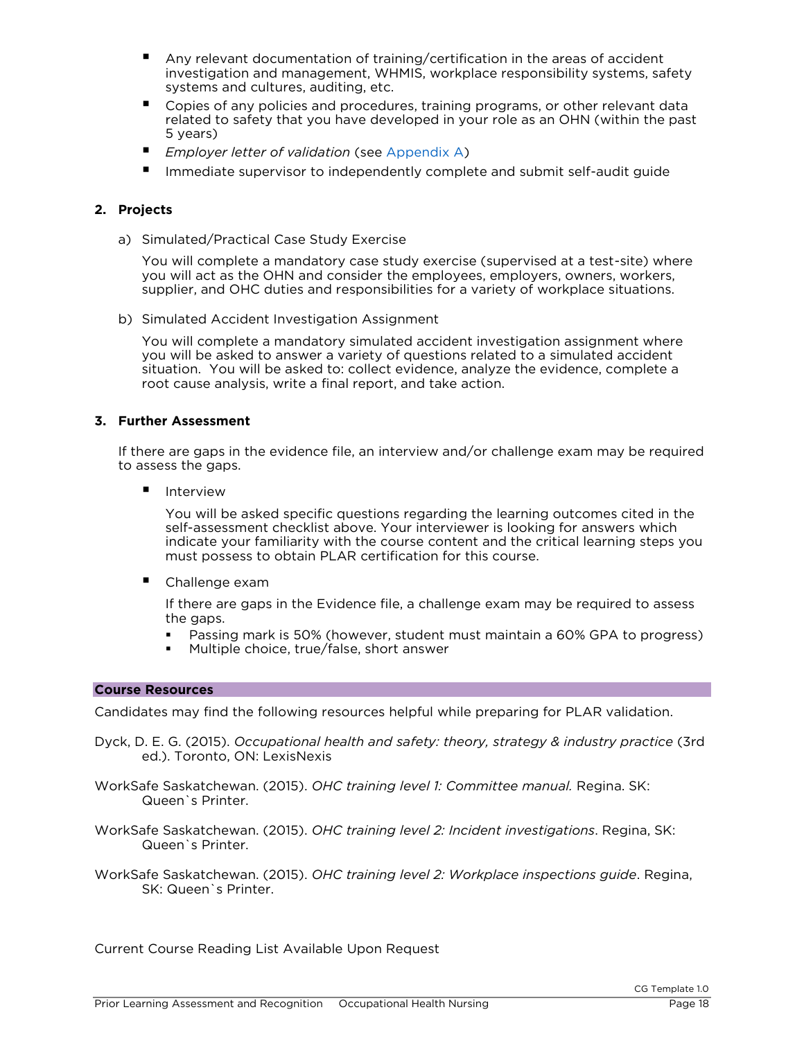- Any relevant documentation of training/certification in the areas of accident investigation and management, WHMIS, workplace responsibility systems, safety systems and cultures, auditing, etc.
- Copies of any policies and procedures, training programs, or other relevant data related to safety that you have developed in your role as an OHN (within the past 5 years)
- *Employer letter of validation* (see Appendix A)
- Immediate supervisor to independently complete and submit self-audit guide

**2. Projects**

a) Simulated/Practical Case Study Exercise

You will complete a mandatory case study exercise (supervised at a test-site) where you will act as the OHN and consider the employees, employers, owners, workers, supplier, and OHC duties and responsibilities for a variety of workplace situations.

b) Simulated Accident Investigation Assignment

You will complete a mandatory simulated accident investigation assignment where you will be asked to answer a variety of questions related to a simulated accident situation. You will be asked to: collect evidence, analyze the evidence, complete a root cause analysis, write a final report, and take action.

**3. Further Assessment**

If there are gaps in the evidence file, an interview and/or challenge exam may be required to assess the gaps.

- Interview

  You will be asked specific questions regarding the learning outcomes cited in the self-assessment checklist above. Your interviewer is looking for answers which indicate your familiarity with the course content and the critical learning steps you must possess to obtain PLAR certification for this course.

- Challenge exam

  If there are gaps in the Evidence file, a challenge exam may be required to assess the gaps.
  - Passing mark is 50% (however, student must maintain a 60% GPA to progress)
  - Multiple choice, true/false, short answer

**Course Resources**

Candidates may find the following resources helpful while preparing for PLAR validation.

Dyck, D. E. G. (2015). *Occupational health and safety: theory, strategy & industry practice* (3rd ed.). Toronto, ON: LexisNexis

WorkSafe Saskatchewan. (2015). *OHC training level 1: Committee manual.* Regina. SK: Queen`s Printer.

WorkSafe Saskatchewan. (2015). *OHC training level 2: Incident investigations*. Regina, SK: Queen`s Printer.

WorkSafe Saskatchewan. (2015). *OHC training level 2: Workplace inspections guide*. Regina, SK: Queen`s Printer.

Current Course Reading List Available Upon Request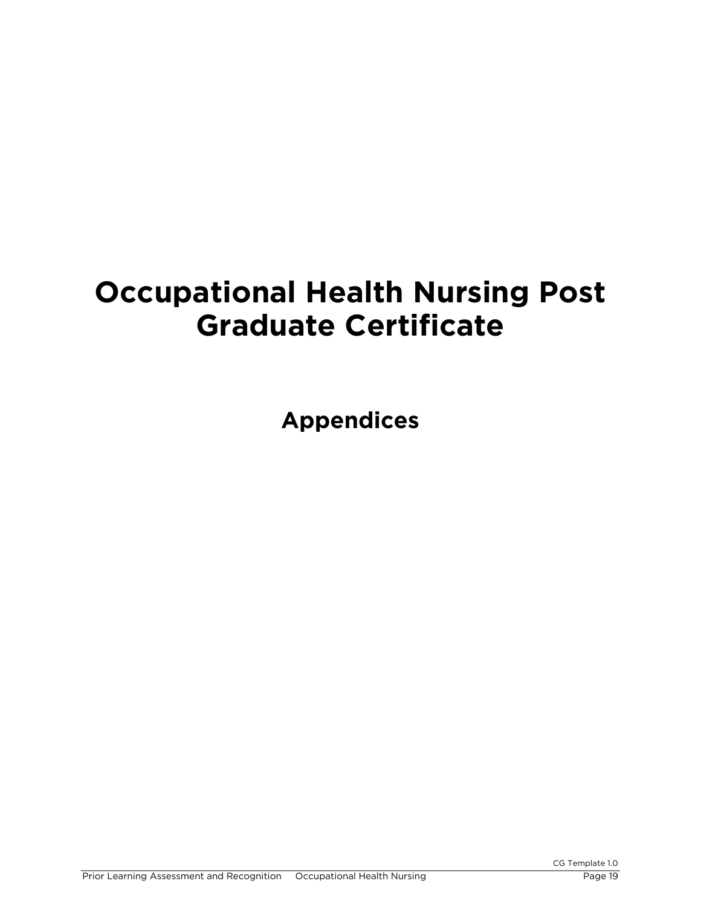# Occupational Health Nursing Post Graduate Certificate

## Appendices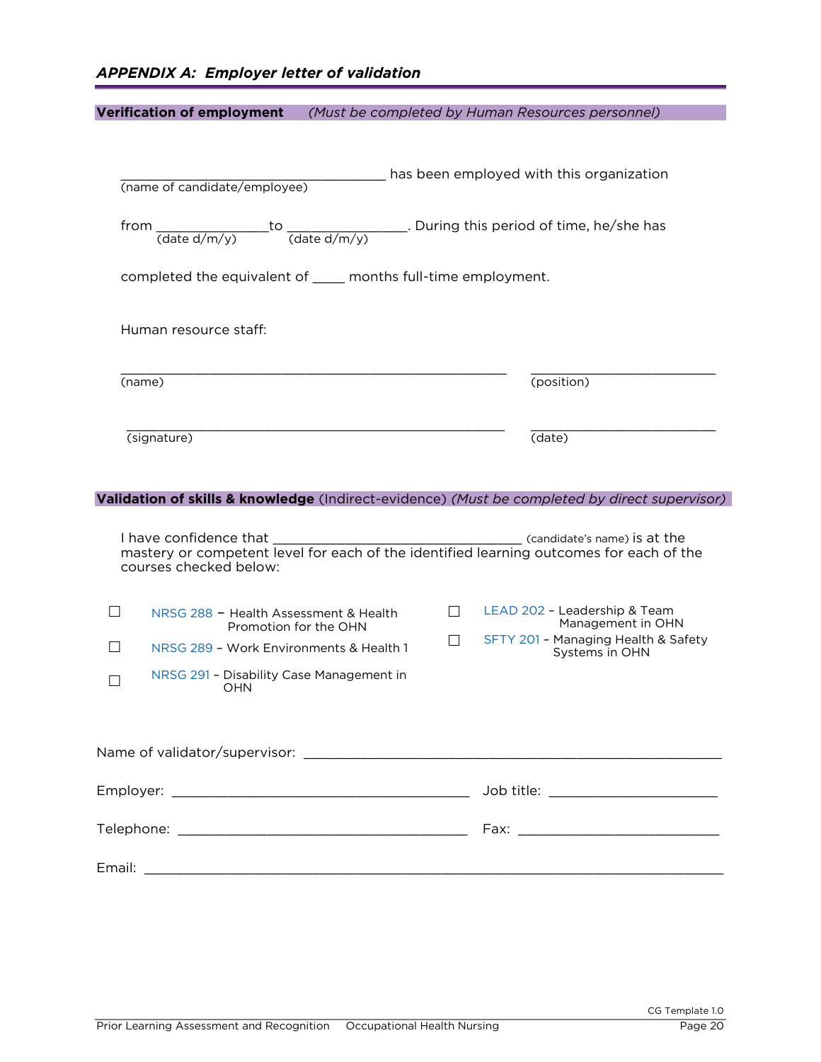## *APPENDIX A: Employer letter of validation*

**Verification of employment** *(Must be completed by Human Resources personnel)*

___________________________________ has been employed with this organization
(name of candidate/employee)

from _______________ to _______________. During this period of time, he/she has
(date d/m/y) (date d/m/y)

completed the equivalent of ____ months full-time employment.

Human resource staff:

__________________________________________________ _________________________
(name) (position)

__________________________________________________ _________________________
(signature) (date)

**Validation of skills & knowledge** (Indirect-evidence) *(Must be completed by direct supervisor)*

I have confidence that ________________________________ (candidate's name) is at the mastery or competent level for each of the identified learning outcomes for each of the courses checked below:

- ☐ NRSG 288 – Health Assessment & Health Promotion for the OHN
- ☐ NRSG 289 – Work Environments & Health 1
- ☐ NRSG 291 – Disability Case Management in OHN
- ☐ LEAD 202 – Leadership & Team Management in OHN
- ☐ SFTY 201 – Managing Health & Safety Systems in OHN

Name of validator/supervisor: ______________________________________________________

Employer: ________________________________________ Job title: ______________________

Telephone: ______________________________________ Fax: __________________________

Email: ___________________________________________________________________________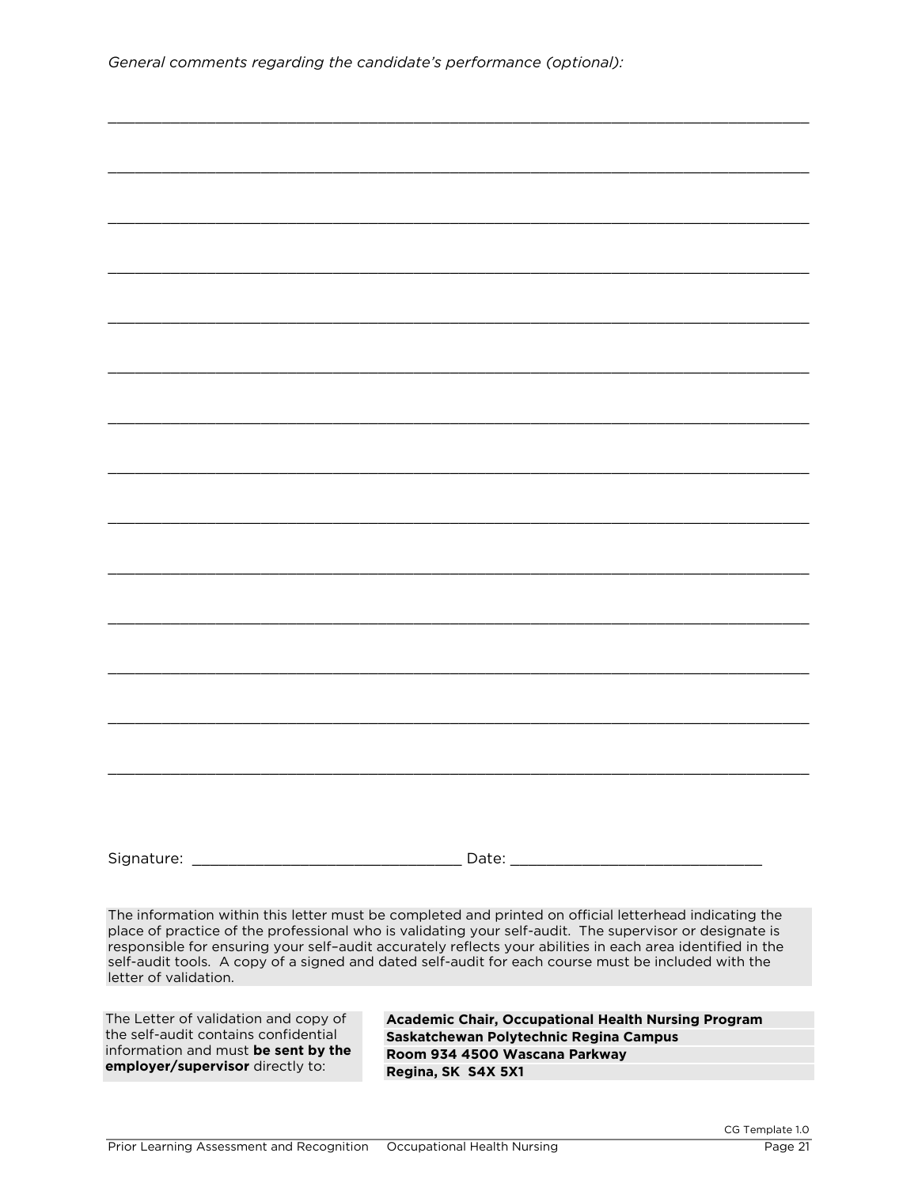*General comments regarding the candidate's performance (optional):*

___________________________________________________________________________

___________________________________________________________________________

___________________________________________________________________________

___________________________________________________________________________

___________________________________________________________________________

___________________________________________________________________________

___________________________________________________________________________

___________________________________________________________________________

___________________________________________________________________________

___________________________________________________________________________

___________________________________________________________________________

___________________________________________________________________________

___________________________________________________________________________

___________________________________________________________________________

Signature: ______________________________ Date: ___________________________

The information within this letter must be completed and printed on official letterhead indicating the place of practice of the professional who is validating your self-audit. The supervisor or designate is responsible for ensuring your self–audit accurately reflects your abilities in each area identified in the self-audit tools. A copy of a signed and dated self-audit for each course must be included with the letter of validation.

| The Letter of validation and copy of the self-audit contains confidential information and must **be sent by the employer/supervisor** directly to: | **Academic Chair, Occupational Health Nursing Program**<br>**Saskatchewan Polytechnic Regina Campus**<br>**Room 934 4500 Wascana Parkway**<br>**Regina, SK S4X 5X1** |
|---|---|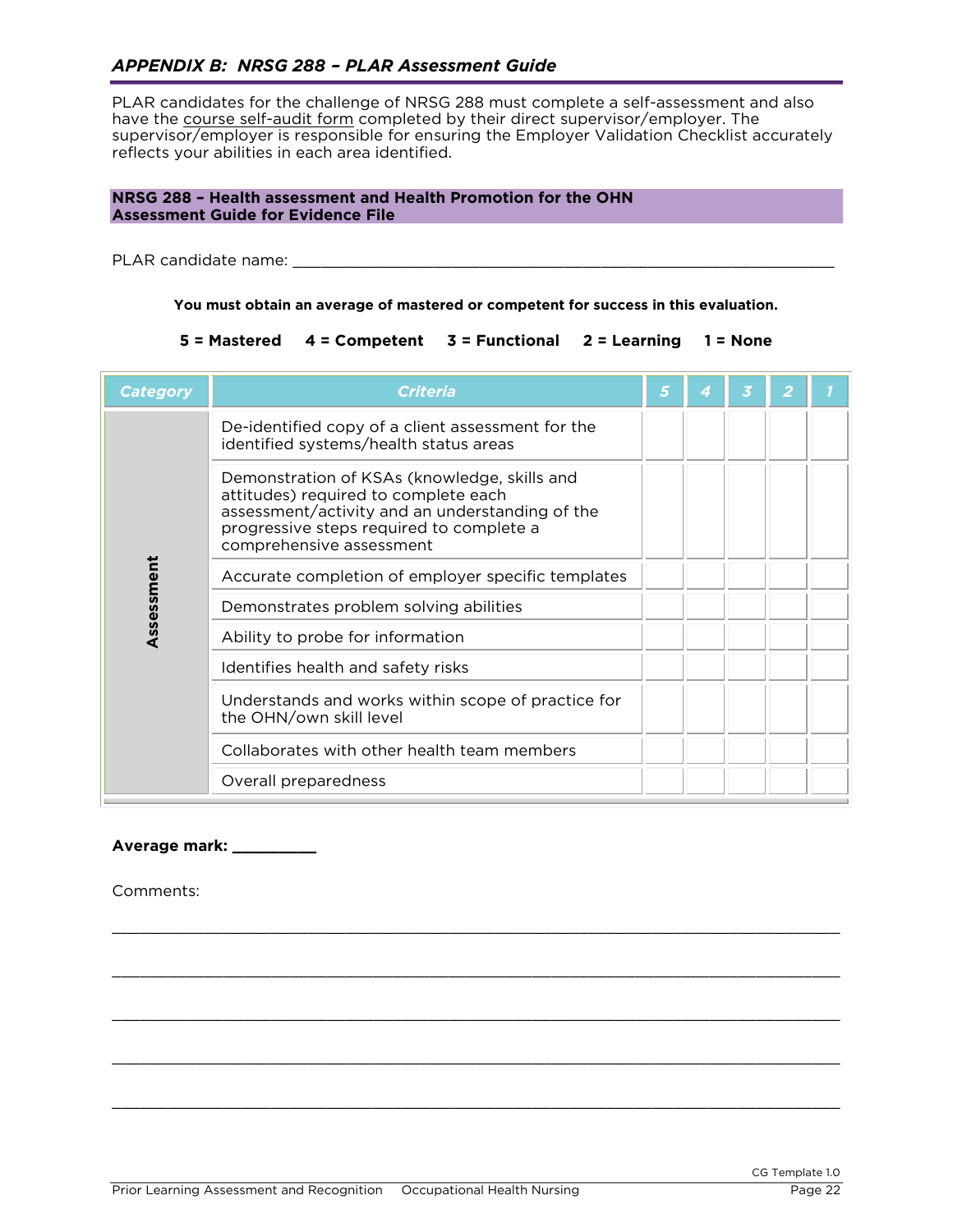## *APPENDIX B: NRSG 288 – PLAR Assessment Guide*

PLAR candidates for the challenge of NRSG 288 must complete a self-assessment and also have the course self-audit form completed by their direct supervisor/employer. The supervisor/employer is responsible for ensuring the Employer Validation Checklist accurately reflects your abilities in each area identified.

**NRSG 288 – Health assessment and Health Promotion for the OHN**
**Assessment Guide for Evidence File**

PLAR candidate name: ___________________________________________________________

**You must obtain an average of mastered or competent for success in this evaluation.**

**5 = Mastered    4 = Competent    3 = Functional    2 = Learning    1 = None**

| *Category* | *Criteria* | *5* | *4* | *3* | *2* | *1* |
|---|---|---|---|---|---|---|
| **Assessment** | De-identified copy of a client assessment for the identified systems/health status areas | | | | | |
| | Demonstration of KSAs (knowledge, skills and attitudes) required to complete each assessment/activity and an understanding of the progressive steps required to complete a comprehensive assessment | | | | | |
| | Accurate completion of employer specific templates | | | | | |
| | Demonstrates problem solving abilities | | | | | |
| | Ability to probe for information | | | | | |
| | Identifies health and safety risks | | | | | |
| | Understands and works within scope of practice for the OHN/own skill level | | | | | |
| | Collaborates with other health team members | | | | | |
| | Overall preparedness | | | | | |

**Average mark: _________**

Comments:

___________________________________________________________________________

___________________________________________________________________________

___________________________________________________________________________

___________________________________________________________________________

___________________________________________________________________________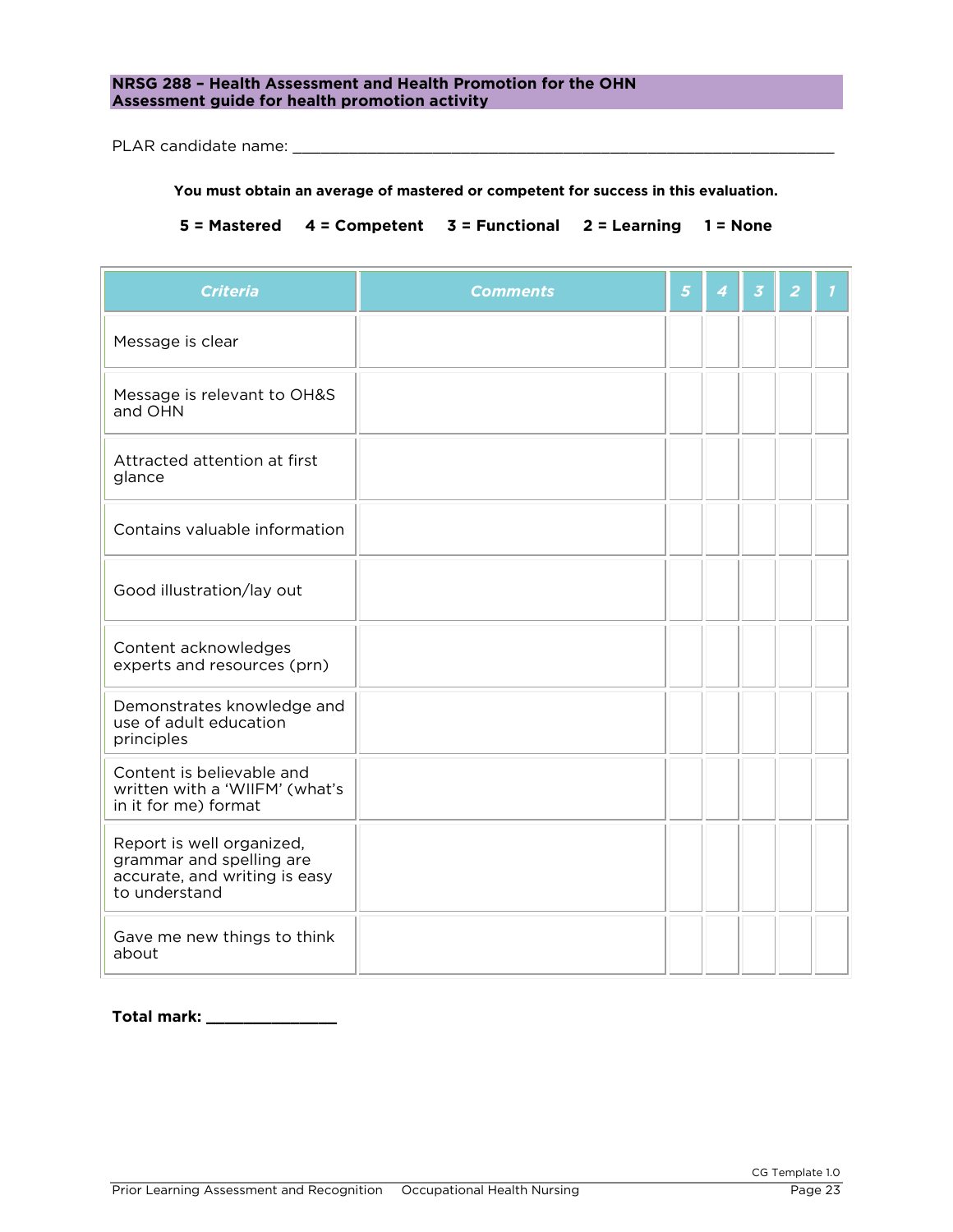**NRSG 288 – Health Assessment and Health Promotion for the OHN**
**Assessment guide for health promotion activity**

PLAR candidate name: ____________________________________________________________

**You must obtain an average of mastered or competent for success in this evaluation.**

**5 = Mastered  4 = Competent  3 = Functional  2 = Learning  1 = None**

| *Criteria* | *Comments* | *5* | *4* | *3* | *2* | *1* |
|---|---|---|---|---|---|---|
| Message is clear | | | | | | |
| Message is relevant to OH&S and OHN | | | | | | |
| Attracted attention at first glance | | | | | | |
| Contains valuable information | | | | | | |
| Good illustration/lay out | | | | | | |
| Content acknowledges experts and resources (prn) | | | | | | |
| Demonstrates knowledge and use of adult education principles | | | | | | |
| Content is believable and written with a 'WIIFM' (what's in it for me) format | | | | | | |
| Report is well organized, grammar and spelling are accurate, and writing is easy to understand | | | | | | |
| Gave me new things to think about | | | | | | |

**Total mark: _____________**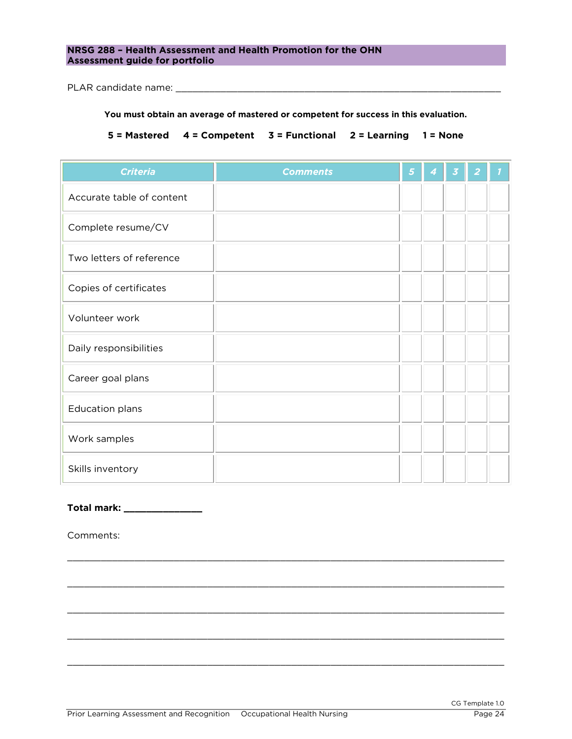**NRSG 288 – Health Assessment and Health Promotion for the OHN**
**Assessment guide for portfolio**

PLAR candidate name: ___________________________________________________________

**You must obtain an average of mastered or competent for success in this evaluation.**

**5 = Mastered    4 = Competent    3 = Functional    2 = Learning    1 = None**

| *Criteria* | *Comments* | *5* | *4* | *3* | *2* | *1* |
|---|---|---|---|---|---|---|
| Accurate table of content | | | | | | |
| Complete resume/CV | | | | | | |
| Two letters of reference | | | | | | |
| Copies of certificates | | | | | | |
| Volunteer work | | | | | | |
| Daily responsibilities | | | | | | |
| Career goal plans | | | | | | |
| Education plans | | | | | | |
| Work samples | | | | | | |
| Skills inventory | | | | | | |

**Total mark: _______________**

Comments:

_____________________________________________________________________________

_____________________________________________________________________________

_____________________________________________________________________________

_____________________________________________________________________________

_____________________________________________________________________________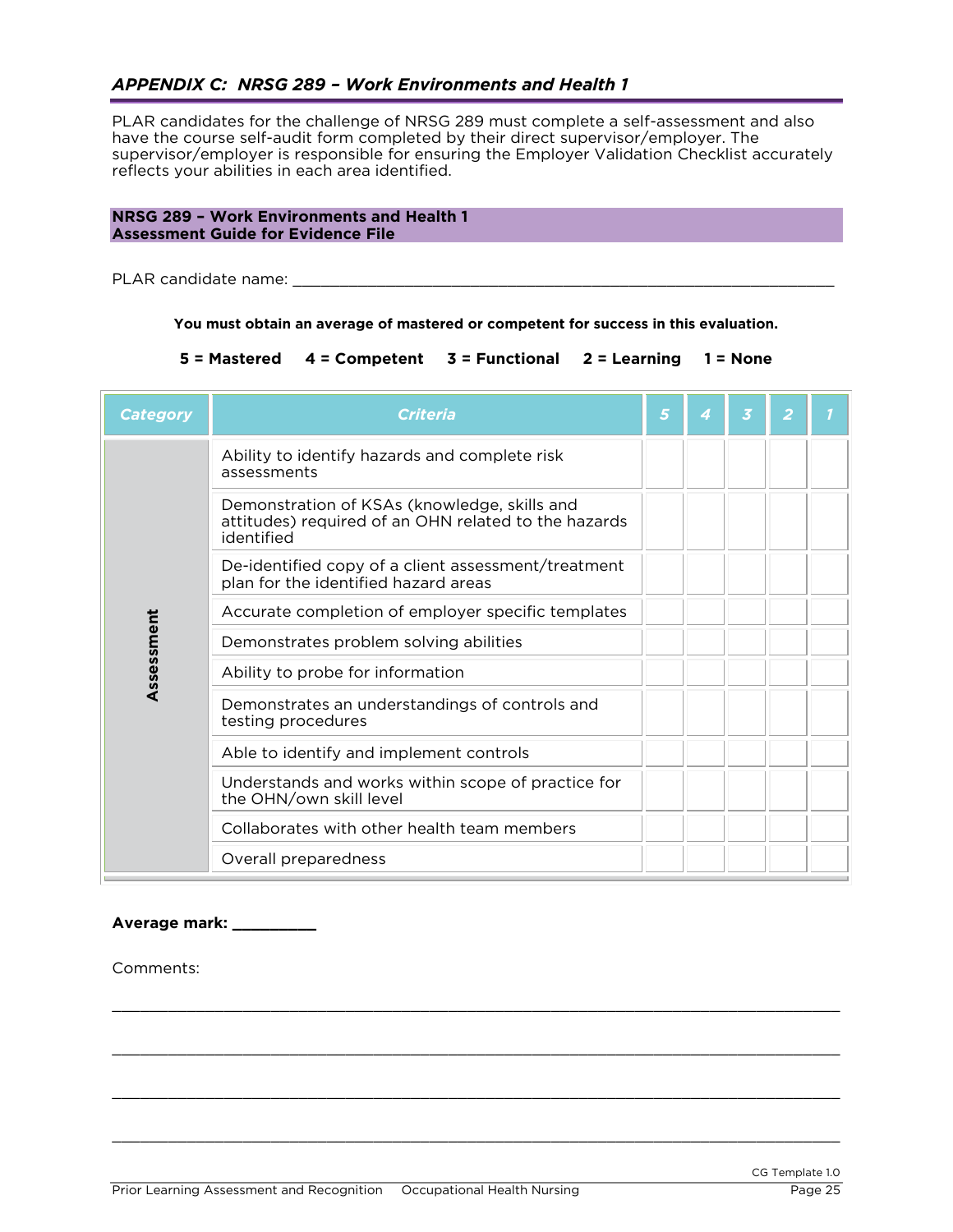## *APPENDIX C: NRSG 289 – Work Environments and Health 1*

PLAR candidates for the challenge of NRSG 289 must complete a self-assessment and also have the course self-audit form completed by their direct supervisor/employer. The supervisor/employer is responsible for ensuring the Employer Validation Checklist accurately reflects your abilities in each area identified.

**NRSG 289 – Work Environments and Health 1**
**Assessment Guide for Evidence File**

PLAR candidate name: ___________________________________________________________

**You must obtain an average of mastered or competent for success in this evaluation.**

**5 = Mastered    4 = Competent    3 = Functional    2 = Learning    1 = None**

| *Category* | *Criteria* | *5* | *4* | *3* | *2* | *1* |
|---|---|---|---|---|---|---|
| **Assessment** | Ability to identify hazards and complete risk assessments | | | | | |
| | Demonstration of KSAs (knowledge, skills and attitudes) required of an OHN related to the hazards identified | | | | | |
| | De-identified copy of a client assessment/treatment plan for the identified hazard areas | | | | | |
| | Accurate completion of employer specific templates | | | | | |
| | Demonstrates problem solving abilities | | | | | |
| | Ability to probe for information | | | | | |
| | Demonstrates an understandings of controls and testing procedures | | | | | |
| | Able to identify and implement controls | | | | | |
| | Understands and works within scope of practice for the OHN/own skill level | | | | | |
| | Collaborates with other health team members | | | | | |
| | Overall preparedness | | | | | |

**Average mark: _________**

Comments:

_____________________________________________________________________________

_____________________________________________________________________________

_____________________________________________________________________________

_____________________________________________________________________________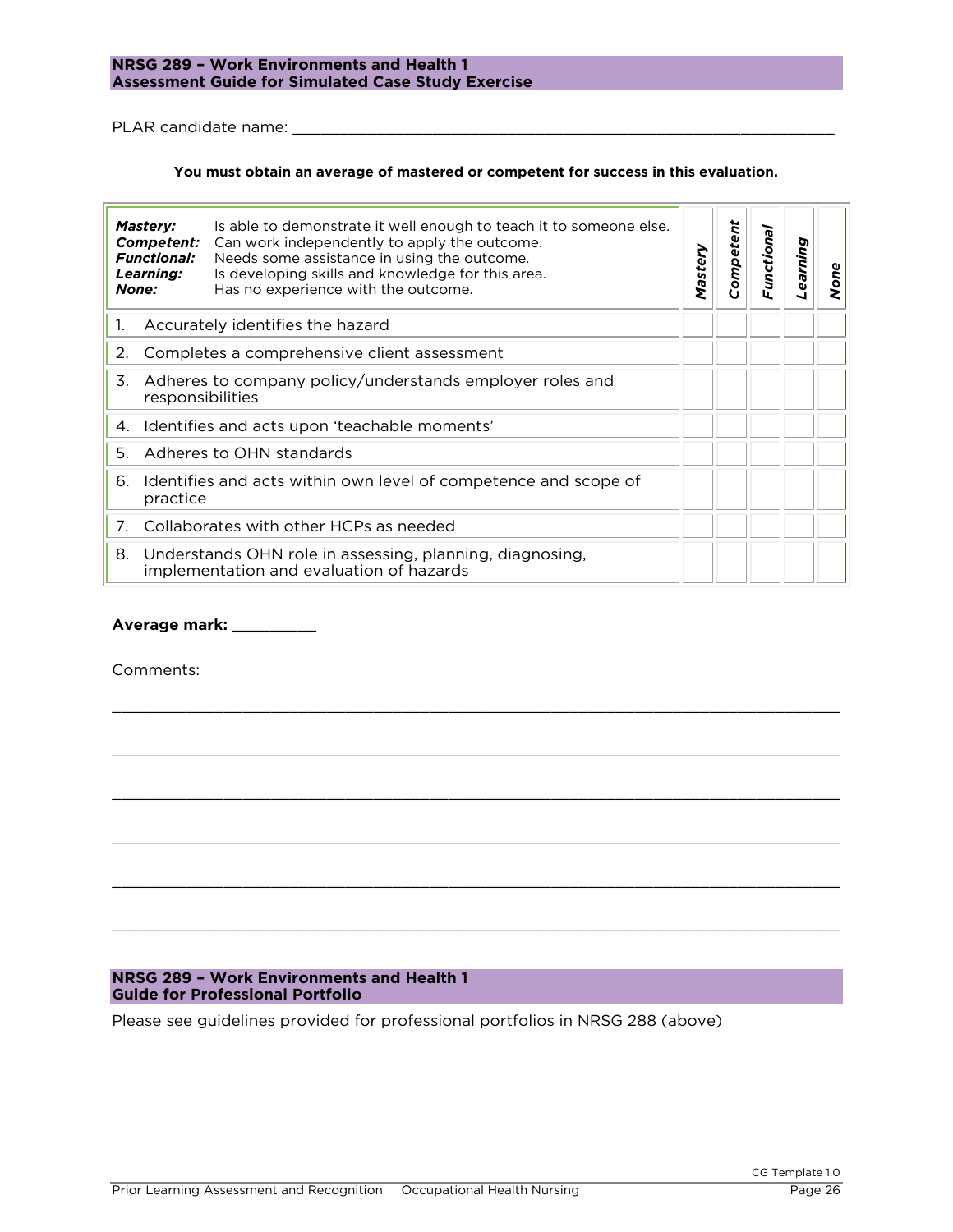## NRSG 289 – Work Environments and Health 1
## Assessment Guide for Simulated Case Study Exercise

PLAR candidate name: ____________________________________________________________

**You must obtain an average of mastered or competent for success in this evaluation.**

| ***Mastery:*** Is able to demonstrate it well enough to teach it to someone else.<br>***Competent:*** Can work independently to apply the outcome.<br>***Functional:*** Needs some assistance in using the outcome.<br>***Learning:*** Is developing skills and knowledge for this area.<br>***None:*** Has no experience with the outcome. | ***Mastery*** | ***Competent*** | ***Functional*** | ***Learning*** | ***None*** |
|---|---|---|---|---|---|
| 1. Accurately identifies the hazard | | | | | |
| 2. Completes a comprehensive client assessment | | | | | |
| 3. Adheres to company policy/understands employer roles and responsibilities | | | | | |
| 4. Identifies and acts upon 'teachable moments' | | | | | |
| 5. Adheres to OHN standards | | | | | |
| 6. Identifies and acts within own level of competence and scope of practice | | | | | |
| 7. Collaborates with other HCPs as needed | | | | | |
| 8. Understands OHN role in assessing, planning, diagnosing, implementation and evaluation of hazards | | | | | |

**Average mark: __________**

Comments:

______________________________________________________________________________

______________________________________________________________________________

______________________________________________________________________________

______________________________________________________________________________

______________________________________________________________________________

______________________________________________________________________________

## NRSG 289 – Work Environments and Health 1
## Guide for Professional Portfolio

Please see guidelines provided for professional portfolios in NRSG 288 (above)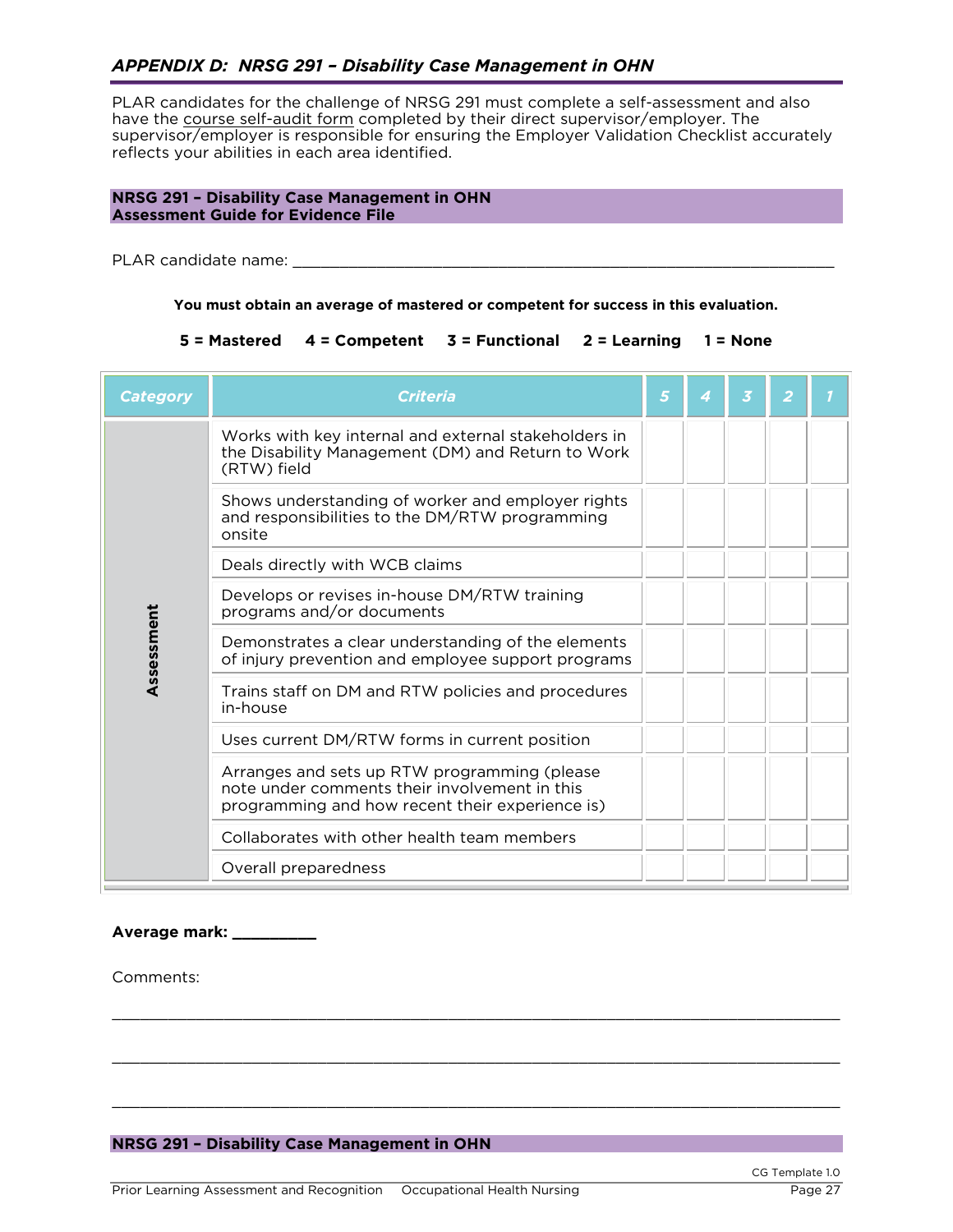## *APPENDIX D: NRSG 291 – Disability Case Management in OHN*

PLAR candidates for the challenge of NRSG 291 must complete a self-assessment and also have the course self-audit form completed by their direct supervisor/employer. The supervisor/employer is responsible for ensuring the Employer Validation Checklist accurately reflects your abilities in each area identified.

**NRSG 291 – Disability Case Management in OHN**
**Assessment Guide for Evidence File**

PLAR candidate name: ___________________________________________________________

**You must obtain an average of mastered or competent for success in this evaluation.**

**5 = Mastered  4 = Competent  3 = Functional  2 = Learning  1 = None**

| *Category* | *Criteria* | *5* | *4* | *3* | *2* | *1* |
|---|---|---|---|---|---|---|
| **Assessment** | Works with key internal and external stakeholders in the Disability Management (DM) and Return to Work (RTW) field | | | | | |
| | Shows understanding of worker and employer rights and responsibilities to the DM/RTW programming onsite | | | | | |
| | Deals directly with WCB claims | | | | | |
| | Develops or revises in-house DM/RTW training programs and/or documents | | | | | |
| | Demonstrates a clear understanding of the elements of injury prevention and employee support programs | | | | | |
| | Trains staff on DM and RTW policies and procedures in-house | | | | | |
| | Uses current DM/RTW forms in current position | | | | | |
| | Arranges and sets up RTW programming (please note under comments their involvement in this programming and how recent their experience is) | | | | | |
| | Collaborates with other health team members | | | | | |
| | Overall preparedness | | | | | |

**Average mark: _________**

Comments:

_______________________________________________________________________________

_______________________________________________________________________________

_______________________________________________________________________________

**NRSG 291 – Disability Case Management in OHN**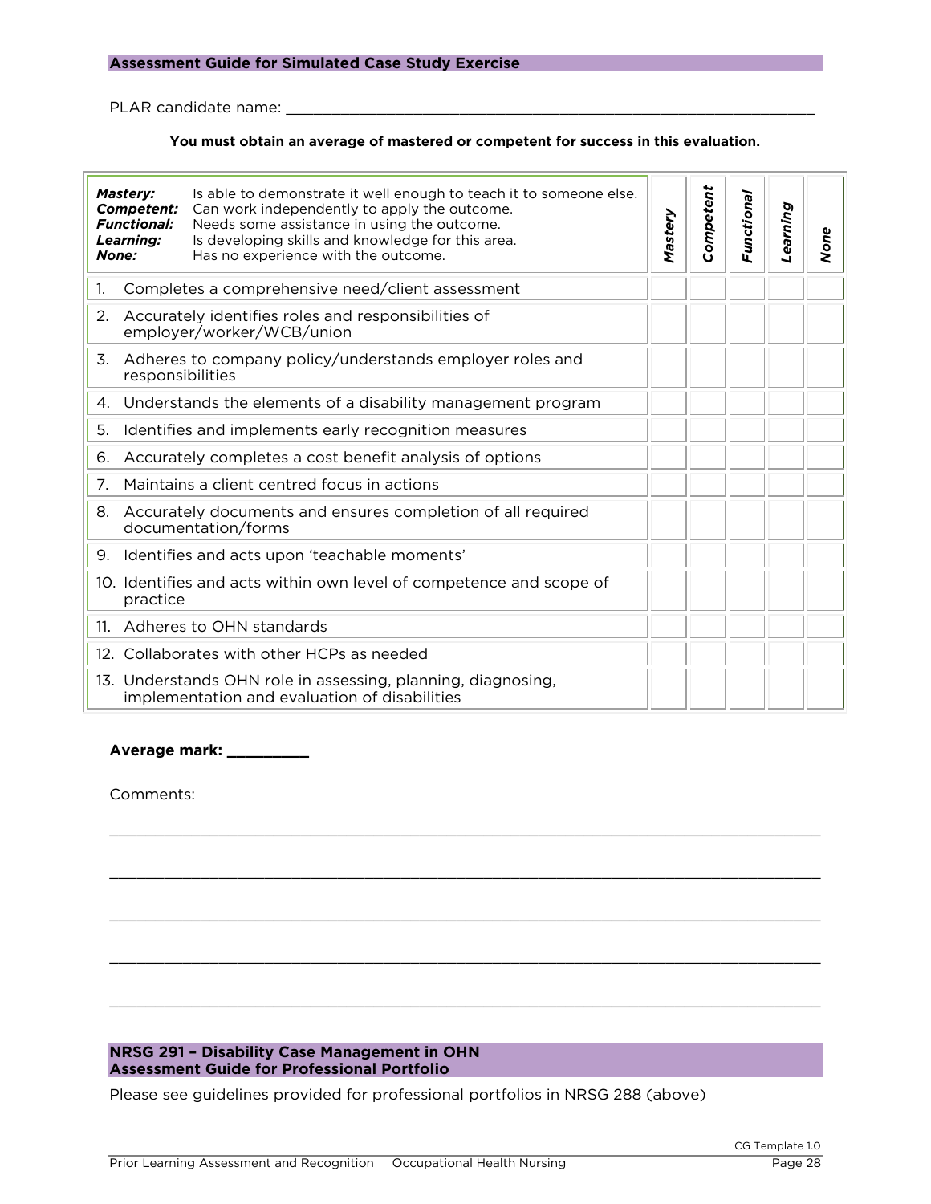## Assessment Guide for Simulated Case Study Exercise

PLAR candidate name: ___________________________________________________________

**You must obtain an average of mastered or competent for success in this evaluation.**

| ***Mastery:*** Is able to demonstrate it well enough to teach it to someone else.<br>***Competent:*** Can work independently to apply the outcome.<br>***Functional:*** Needs some assistance in using the outcome.<br>***Learning:*** Is developing skills and knowledge for this area.<br>***None:*** Has no experience with the outcome. | ***Mastery*** | ***Competent*** | ***Functional*** | ***Learning*** | ***None*** |
|---|---|---|---|---|---|
| 1. Completes a comprehensive need/client assessment | | | | | |
| 2. Accurately identifies roles and responsibilities of employer/worker/WCB/union | | | | | |
| 3. Adheres to company policy/understands employer roles and responsibilities | | | | | |
| 4. Understands the elements of a disability management program | | | | | |
| 5. Identifies and implements early recognition measures | | | | | |
| 6. Accurately completes a cost benefit analysis of options | | | | | |
| 7. Maintains a client centred focus in actions | | | | | |
| 8. Accurately documents and ensures completion of all required documentation/forms | | | | | |
| 9. Identifies and acts upon 'teachable moments' | | | | | |
| 10. Identifies and acts within own level of competence and scope of practice | | | | | |
| 11. Adheres to OHN standards | | | | | |
| 12. Collaborates with other HCPs as needed | | | | | |
| 13. Understands OHN role in assessing, planning, diagnosing, implementation and evaluation of disabilities | | | | | |

**Average mark: _________**

Comments:

_____________________________________________________________________________

_____________________________________________________________________________

_____________________________________________________________________________

_____________________________________________________________________________

_____________________________________________________________________________

## NRSG 291 – Disability Case Management in OHN
## Assessment Guide for Professional Portfolio

Please see guidelines provided for professional portfolios in NRSG 288 (above)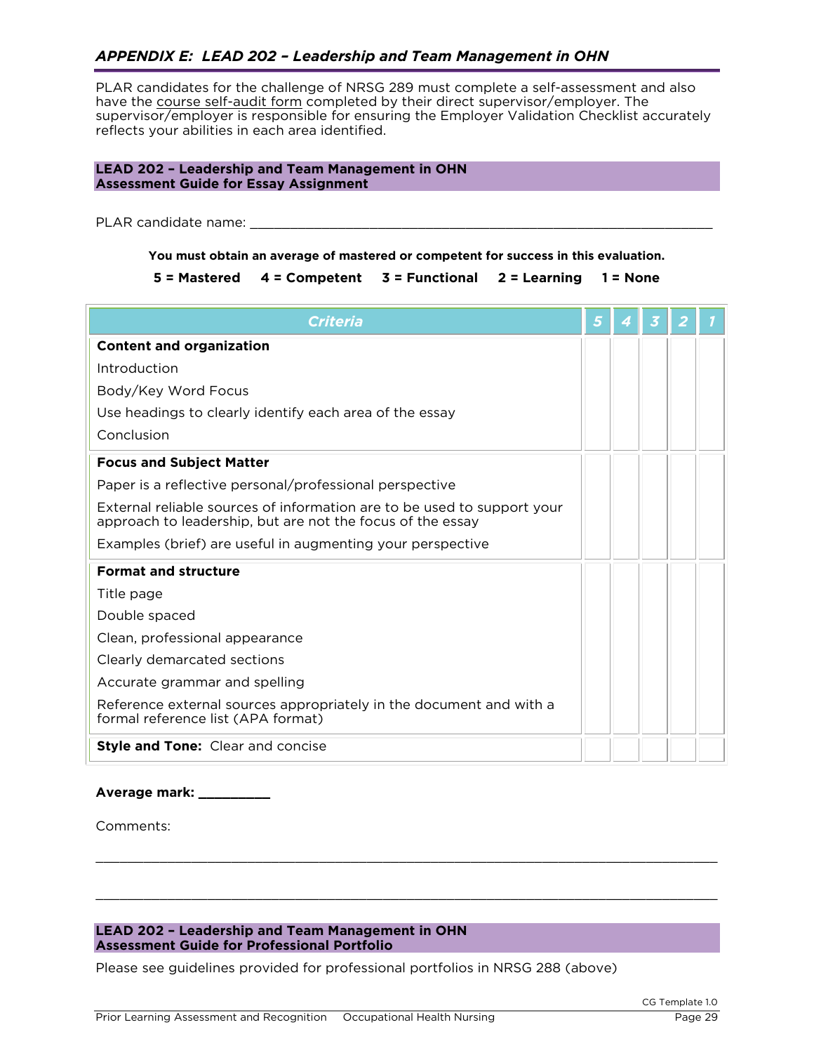## *APPENDIX E: LEAD 202 – Leadership and Team Management in OHN*

PLAR candidates for the challenge of NRSG 289 must complete a self-assessment and also have the course self-audit form completed by their direct supervisor/employer. The supervisor/employer is responsible for ensuring the Employer Validation Checklist accurately reflects your abilities in each area identified.

### LEAD 202 – Leadership and Team Management in OHN
### Assessment Guide for Essay Assignment

PLAR candidate name: ____________________________________________________________

**You must obtain an average of mastered or competent for success in this evaluation.**

**5 = Mastered    4 = Competent    3 = Functional    2 = Learning    1 = None**

| *Criteria* | *5* | *4* | *3* | *2* | *1* |
|---|---|---|---|---|---|
| **Content and organization**<br>Introduction<br>Body/Key Word Focus<br>Use headings to clearly identify each area of the essay<br>Conclusion | | | | | |
| **Focus and Subject Matter**<br>Paper is a reflective personal/professional perspective<br>External reliable sources of information are to be used to support your approach to leadership, but are not the focus of the essay<br>Examples (brief) are useful in augmenting your perspective | | | | | |
| **Format and structure**<br>Title page<br>Double spaced<br>Clean, professional appearance<br>Clearly demarcated sections<br>Accurate grammar and spelling<br>Reference external sources appropriately in the document and with a formal reference list (APA format) | | | | | |
| **Style and Tone:** Clear and concise | | | | | |

**Average mark: _________**

Comments:

_______________________________________________________________________________

_______________________________________________________________________________

### LEAD 202 – Leadership and Team Management in OHN
### Assessment Guide for Professional Portfolio

Please see guidelines provided for professional portfolios in NRSG 288 (above)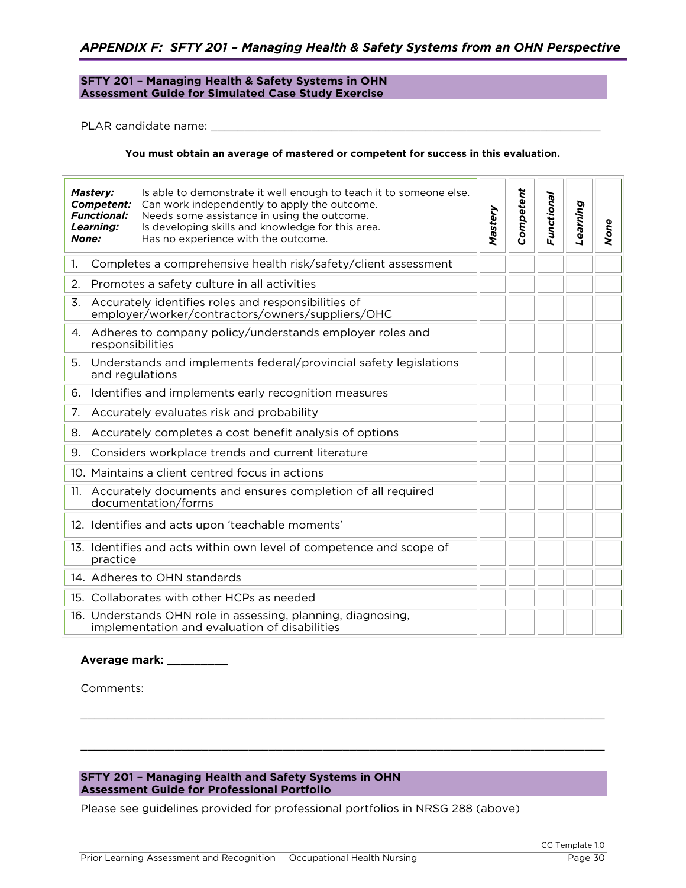## APPENDIX F: SFTY 201 – Managing Health & Safety Systems from an OHN Perspective

**SFTY 201 – Managing Health & Safety Systems in OHN**
**Assessment Guide for Simulated Case Study Exercise**

PLAR candidate name: ___________________________________________________________

**You must obtain an average of mastered or competent for success in this evaluation.**

| ***Mastery:*** Is able to demonstrate it well enough to teach it to someone else.<br>***Competent:*** Can work independently to apply the outcome.<br>***Functional:*** Needs some assistance in using the outcome.<br>***Learning:*** Is developing skills and knowledge for this area.<br>***None:*** Has no experience with the outcome. | ***Mastery*** | ***Competent*** | ***Functional*** | ***Learning*** | ***None*** |
|---|---|---|---|---|---|
| 1. Completes a comprehensive health risk/safety/client assessment | | | | | |
| 2. Promotes a safety culture in all activities | | | | | |
| 3. Accurately identifies roles and responsibilities of employer/worker/contractors/owners/suppliers/OHC | | | | | |
| 4. Adheres to company policy/understands employer roles and responsibilities | | | | | |
| 5. Understands and implements federal/provincial safety legislations and regulations | | | | | |
| 6. Identifies and implements early recognition measures | | | | | |
| 7. Accurately evaluates risk and probability | | | | | |
| 8. Accurately completes a cost benefit analysis of options | | | | | |
| 9. Considers workplace trends and current literature | | | | | |
| 10. Maintains a client centred focus in actions | | | | | |
| 11. Accurately documents and ensures completion of all required documentation/forms | | | | | |
| 12. Identifies and acts upon 'teachable moments' | | | | | |
| 13. Identifies and acts within own level of competence and scope of practice | | | | | |
| 14. Adheres to OHN standards | | | | | |
| 15. Collaborates with other HCPs as needed | | | | | |
| 16. Understands OHN role in assessing, planning, diagnosing, implementation and evaluation of disabilities | | | | | |

**Average mark: _________**

Comments:

_______________________________________________________________________________

_______________________________________________________________________________

**SFTY 201 – Managing Health and Safety Systems in OHN**
**Assessment Guide for Professional Portfolio**

Please see guidelines provided for professional portfolios in NRSG 288 (above)